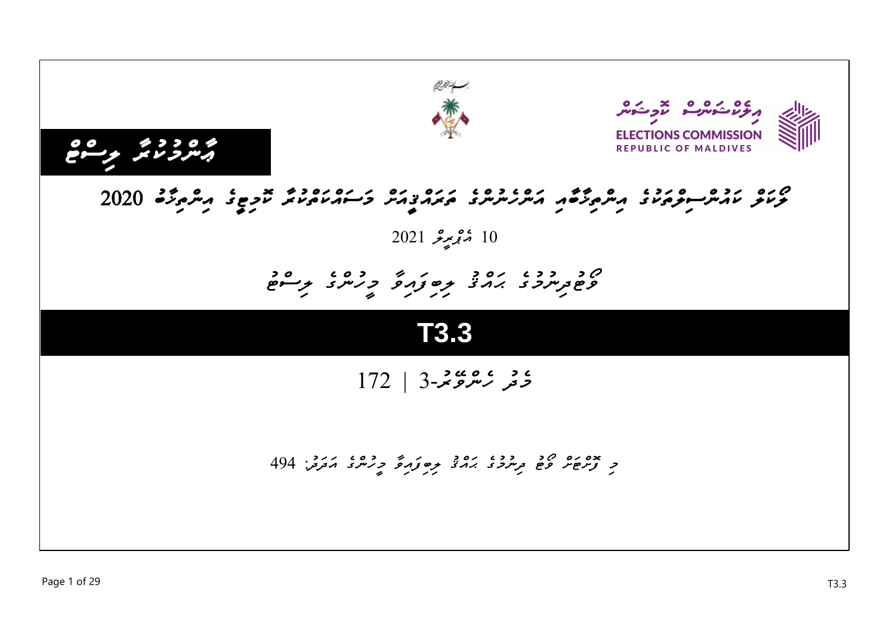އިލެކްޝަންސް ކޮމިޝަން

ELECTIONS COMMISSION
REPUBLIC OF MALDIVES

އާންމުކުރާ ލިސްޓު

# ލޯކަލް ކައުންސިލްތަކުގެ އިންތިޚާބާއި އަންހެނުންގެ ތަރައްޤީއަށް މަސައްކަތްކުރާ ކޮމިޓީގެ އިންތިޚާބު 2020

10 އޭޕްރިލް 2021

ވޯޓުދިނުމުގެ ޙައްޤު ލިބިފައިވާ މީހުންގެ ލިސްޓު

# T3.3

މާލެ ހެންވޭރު-3 | 172

މި ފޮށްޓަށް ވޯޓު ދިނުމުގެ ޙައްޤު ލިބިފައިވާ މީހުންގެ އަދަދު: 494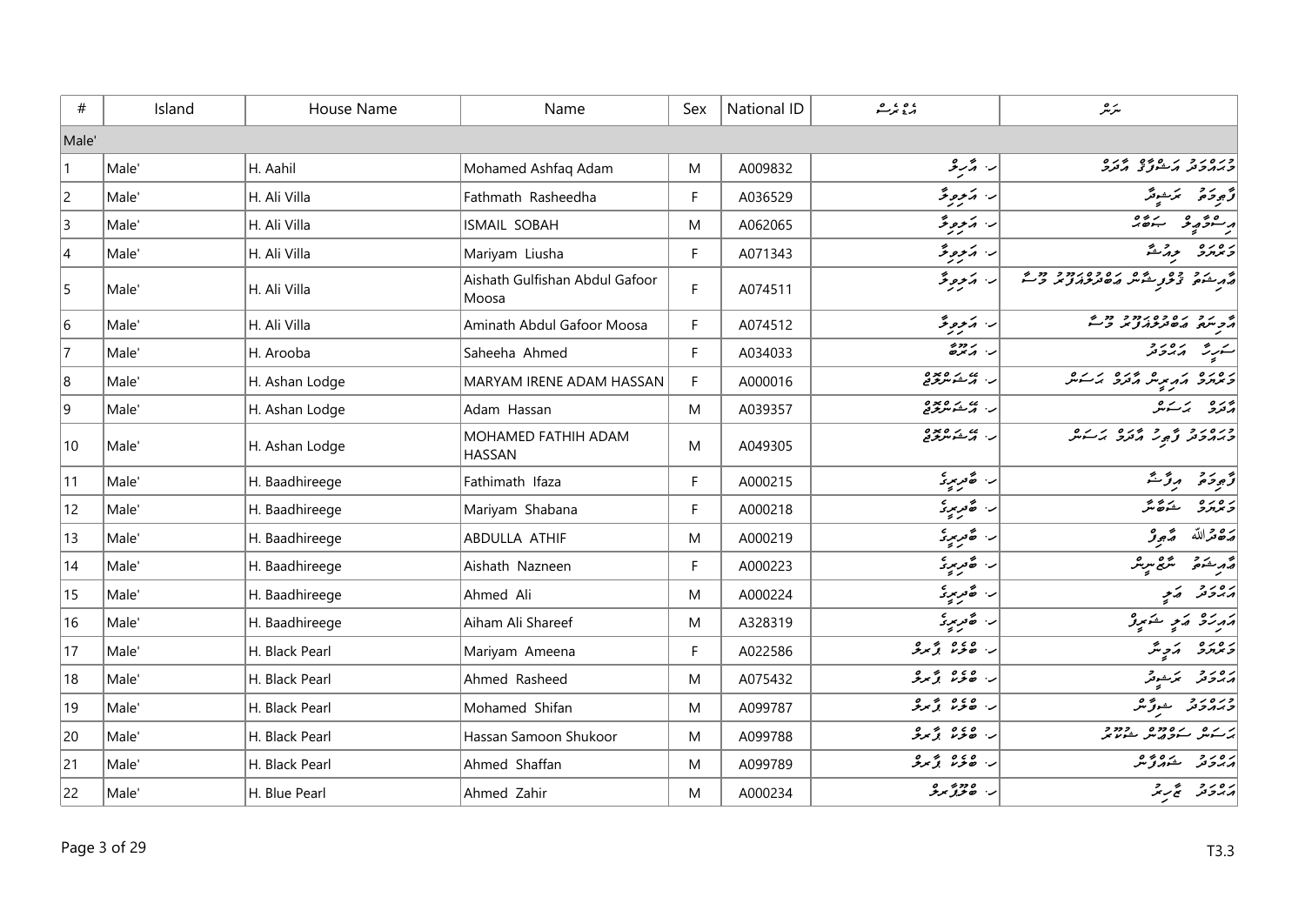| # | Island | House Name | Name | Sex | National ID | ރެޖިސްޓަރީ | ނަން |
|---|---|---|---|---|---|---|---|
| Male' | | | | | | | |
| 1 | Male' | H. Aahil | Mohamed Ashfaq Adam | M | A009832 | ހ. އާހިލް | މުހައްމަދު އަޝްފާޤު އާދަމް |
| 2 | Male' | H. Ali Villa | Fathmath Rasheedha | F | A036529 | ހ. އަލިވިލާ | ފާތިމަތު ރަޝީދާ |
| 3 | Male' | H. Ali Villa | ISMAIL SOBAH | M | A062065 | ހ. އަލިވިލާ | އިސްމާޢީލް ޞަބާޙް |
| 4 | Male' | H. Ali Villa | Mariyam Liusha | F | A071343 | ހ. އަލިވިލާ | މަރިޔަމް ލިއުޝާ |
| 5 | Male' | H. Ali Villa | Aishath Gulfishan Abdul Gafoor Moosa | F | A074511 | ހ. އަލިވިލާ | ޢާއިޝަތު ގުލްފިޝާން ޢަބްދުލްޣަފޫރު މޫސާ |
| 6 | Male' | H. Ali Villa | Aminath Abdul Gafoor Moosa | F | A074512 | ހ. އަލިވިލާ | އާމިނަތު ޢަބްދުލްޣަފޫރު މޫސާ |
| 7 | Male' | H. Arooba | Saheeha Ahmed | F | A034033 | ހ. އަރޫބާ | ސަހީހާ އަހްމަދު |
| 8 | Male' | H. Ashan Lodge | MARYAM IRENE ADAM HASSAN | F | A000016 | ހ. އަޝަން ލޮޖް | މަރިޔަމް އައިރީން އާދަމް ހަސަން |
| 9 | Male' | H. Ashan Lodge | Adam Hassan | M | A039357 | ހ. އަޝަން ލޮޖް | އާދަމް ހަސަން |
| 10 | Male' | H. Ashan Lodge | MOHAMED FATHIH ADAM HASSAN | M | A049305 | ހ. އަޝަން ލޮޖް | މުހައްމަދު ފާތިހު އާދަމް ހަސަން |
| 11 | Male' | H. Baadhireege | Fathimath Ifaza | F | A000215 | ހ. ބާދިރީގެ | ފާތިމަތު އިފާޒާ |
| 12 | Male' | H. Baadhireege | Mariyam Shabana | F | A000218 | ހ. ބާދިރީގެ | މަރިޔަމް ޝަބާނާ |
| 13 | Male' | H. Baadhireege | ABDULLA ATHIF | M | A000219 | ހ. ބާދިރީގެ | ޢަބްދުﷲ ޢާތިފް |
| 14 | Male' | H. Baadhireege | Aishath Nazneen | F | A000223 | ހ. ބާދިރީގެ | ޢާއިޝަތު ނާޒްނީން |
| 15 | Male' | H. Baadhireege | Ahmed Ali | M | A000224 | ހ. ބާދިރީގެ | އަހްމަދު ޢަލީ |
| 16 | Male' | H. Baadhireege | Aiham Ali Shareef | M | A328319 | ހ. ބާދިރީގެ | އައިހަމް ޢަލީ ޝަރީފް |
| 17 | Male' | H. Black Pearl | Mariyam Ameena | F | A022586 | ހ. ބްލެކް ޕާރލް | މަރިޔަމް އަމީނާ |
| 18 | Male' | H. Black Pearl | Ahmed Rasheed | M | A075432 | ހ. ބްލެކް ޕާރލް | އަހްމަދު ރަޝީދު |
| 19 | Male' | H. Black Pearl | Mohamed Shifan | M | A099787 | ހ. ބްލެކް ޕާރލް | މުހައްމަދު ޝިފާން |
| 20 | Male' | H. Black Pearl | Hassan Samoon Shukoor | M | A099788 | ހ. ބްލެކް ޕާރލް | ހަސަން ސަމްއޫން ޝުކޫރު |
| 21 | Male' | H. Black Pearl | Ahmed Shaffan | M | A099789 | ހ. ބްލެކް ޕާރލް | އަހްމަދު ޝައްފާން |
| 22 | Male' | H. Blue Pearl | Ahmed Zahir | M | A000234 | ހ. ބްލޫޕާރލް | އަހްމަދު ޒާހިރު |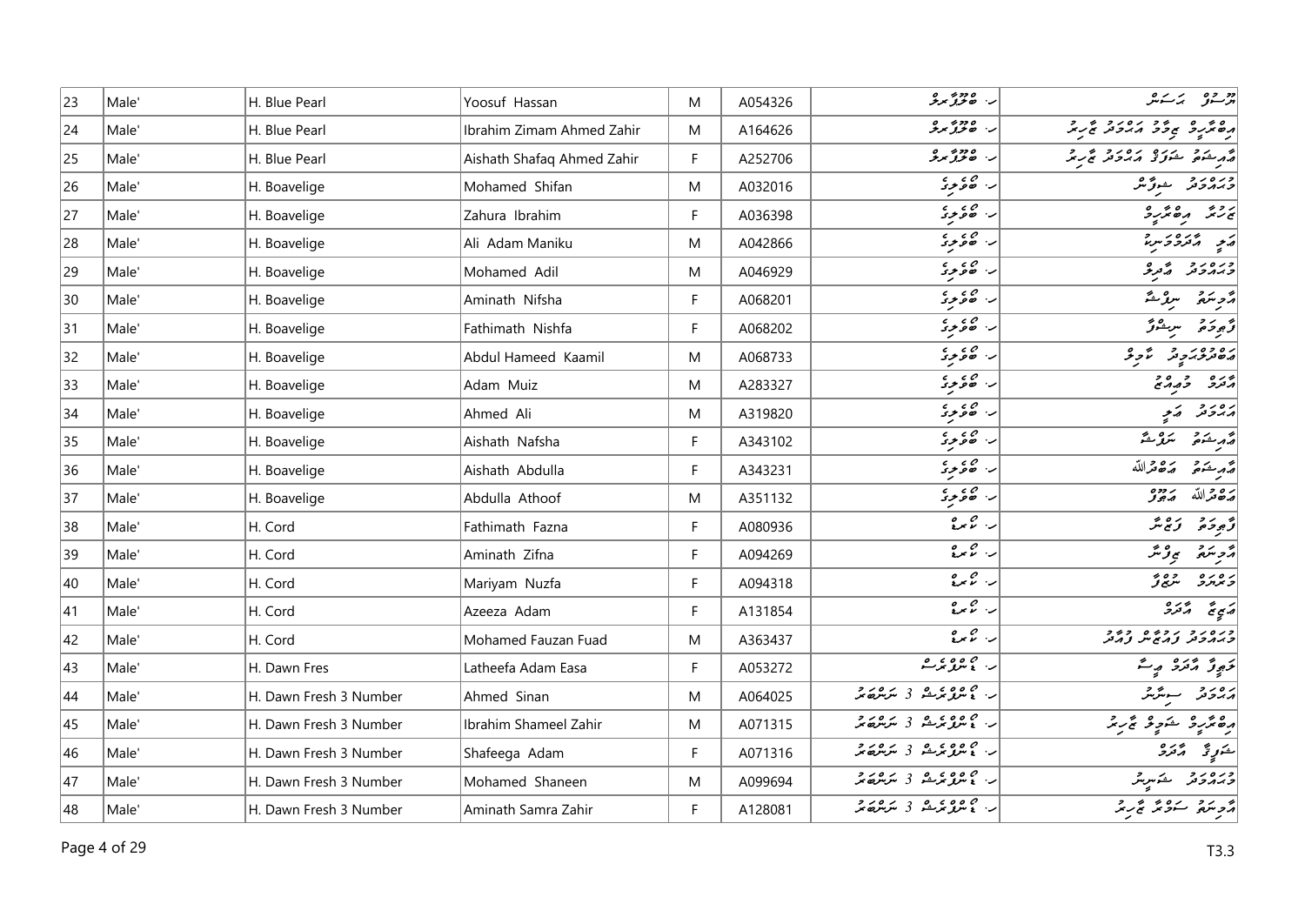| 23 | Male' | H. Blue Pearl | Yoosuf Hassan | M | A054326 | ހ. ބްލޫޕާރލް | ޔޫސުފް ހަސަން |
|---|---|---|---|---|---|---|---|
| 24 | Male' | H. Blue Pearl | Ibrahim Zimam Ahmed Zahir | M | A164626 | ހ. ބްލޫޕާރލް | އިބްރާހިމް ޒިމާމް އަޙްމަދު ޒާހިރު |
| 25 | Male' | H. Blue Pearl | Aishath Shafaq Ahmed Zahir | F | A252706 | ހ. ބްލޫޕާރލް | އާއިޝަތު ޝަފާޤް އަޙްމަދު ޒާހިރު |
| 26 | Male' | H. Boavelige | Mohamed Shifan | M | A032016 | ހ. ބޯވެލިގެ | މުޙައްމަދު ޝިފާން |
| 27 | Male' | H. Boavelige | Zahura Ibrahim | F | A036398 | ހ. ބޯވެލިގެ | ޒަހުރާ އިބްރާހިމް |
| 28 | Male' | H. Boavelige | Ali Adam Maniku | M | A042866 | ހ. ބޯވެލިގެ | އަލި އާދަމްމަނިކު |
| 29 | Male' | H. Boavelige | Mohamed Adil | M | A046929 | ހ. ބޯވެލިގެ | މުޙައްމަދު އާދިލް |
| 30 | Male' | H. Boavelige | Aminath Nifsha | F | A068201 | ހ. ބޯވެލިގެ | އާމިނަތު ނިފްޝާ |
| 31 | Male' | H. Boavelige | Fathimath Nishfa | F | A068202 | ހ. ބޯވެލިގެ | ފާތިމަތު ނިޝްފާ |
| 32 | Male' | H. Boavelige | Abdul Hameed Kaamil | M | A068733 | ހ. ބޯވެލިގެ | އަބްދުލްޙަމީދުކާމިލް |
| 33 | Male' | H. Boavelige | Adam Muiz | M | A283327 | ހ. ބޯވެލިގެ | އާދަމް މުޢިއްޒު |
| 34 | Male' | H. Boavelige | Ahmed Ali | M | A319820 | ހ. ބޯވެލިގެ | އަޙްމަދު އަލި |
| 35 | Male' | H. Boavelige | Aishath Nafsha | F | A343102 | ހ. ބޯވެލިގެ | އާއިޝަތު ނަފްޝާ |
| 36 | Male' | H. Boavelige | Aishath Abdulla | F | A343231 | ހ. ބޯވެލިގެ | އާއިޝަތު އަބްދުﷲ |
| 37 | Male' | H. Boavelige | Abdulla Athoof | M | A351132 | ހ. ބޯވެލިގެ | އަބްދުﷲ އަޠޫފް |
| 38 | Male' | H. Cord | Fathimath Fazna | F | A080936 | ހ. ކޯރޑް | ފާތިމަތު ފަޒްނާ |
| 39 | Male' | H. Cord | Aminath Zifna | F | A094269 | ހ. ކޯރޑް | އާމިނަތު ޒިފްނާ |
| 40 | Male' | H. Cord | Mariyam Nuzfa | F | A094318 | ހ. ކޯރޑް | މަރިޔަމް ނުޒްފާ |
| 41 | Male' | H. Cord | Azeeza Adam | F | A131854 | ހ. ކޯރޑް | ޢަޒީޒާ އާދަމް |
| 42 | Male' | H. Cord | Mohamed Fauzan Fuad | M | A363437 | ހ. ކޯރޑް | މުޙައްމަދު ފައުޒާން ފުއާދު |
| 43 | Male' | H. Dawn Fres | Latheefa Adam Easa | F | A053272 | ހ. ޑޯންފްރެސް | ލަޠީފާ އާދަމް ޢީސާ |
| 44 | Male' | H. Dawn Fresh 3 Number | Ahmed Sinan | M | A064025 | ހ. ޑޯންފްރެޝް 3 ނަންބަރު | އަޙްމަދު ސިނާން |
| 45 | Male' | H. Dawn Fresh 3 Number | Ibrahim Shameel Zahir | M | A071315 | ހ. ޑޯންފްރެޝް 3 ނަންބަރު | އިބްރާހިމް ޝަމީލް ޒާހިރު |
| 46 | Male' | H. Dawn Fresh 3 Number | Shafeega Adam | F | A071316 | ހ. ޑޯންފްރެޝް 3 ނަންބަރު | ޝަފީގާ އާދަމް |
| 47 | Male' | H. Dawn Fresh 3 Number | Mohamed Shaneen | M | A099694 | ހ. ޑޯންފްރެޝް 3 ނަންބަރު | މުޙައްމަދު ޝަނީން |
| 48 | Male' | H. Dawn Fresh 3 Number | Aminath Samra Zahir | F | A128081 | ހ. ޑޯންފްރެޝް 3 ނަންބަރު | އާމިނަތު ސަމްރާ ޒާހިރު |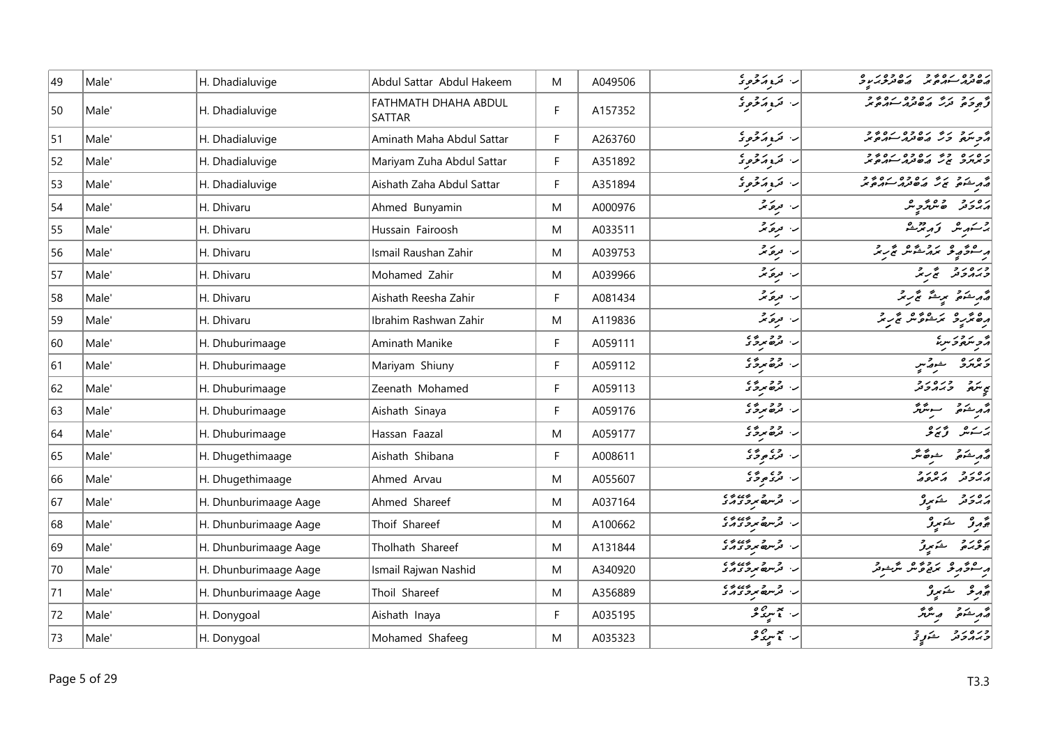| 49 | Male' | H. Dhadialuvige | Abdul Sattar Abdul Hakeem | M | A049506 | ހ. ދަދިއަލުވިގެ | އަބްދުލް ސައްތާރު އަބްދުލްހަކީމް |
|---|---|---|---|---|---|---|---|
| 50 | Male' | H. Dhadialuvige | FATHMATH DHAHA ABDUL SATTAR | F | A157352 | ހ. ދަދިއަލުވިގެ | ފާތިމަތު ދަހާ އަބްދުލް ސައްތާރު |
| 51 | Male' | H. Dhadialuvige | Aminath Maha Abdul Sattar | F | A263760 | ހ. ދަދިއަލުވިގެ | އާމިނަތު މަހާ އަބްދުލް ސައްތާރު |
| 52 | Male' | H. Dhadialuvige | Mariyam Zuha Abdul Sattar | F | A351892 | ހ. ދަދިއަލުވިގެ | މަރިޔަމް ޒުހާ އަބްދުލް ސައްތާރު |
| 53 | Male' | H. Dhadialuvige | Aishath Zaha Abdul Sattar | F | A351894 | ހ. ދަދިއަލުވިގެ | އާއިޝަތު ޒަހާ އަބްދުލް ސައްތާރު |
| 54 | Male' | H. Dhivaru | Ahmed Bunyamin | M | A000976 | ހ. ދިވަރު | އަހުމަދު ބުންޔާމިން |
| 55 | Male' | H. Dhivaru | Hussain Fairoosh | M | A033511 | ހ. ދިވަރު | ހުސައިން ފައިރޫޝް |
| 56 | Male' | H. Dhivaru | Ismail Raushan Zahir | M | A039753 | ހ. ދިވަރު | އިސްމާއިލް ރައުޝަން ޒާހިރު |
| 57 | Male' | H. Dhivaru | Mohamed Zahir | M | A039966 | ހ. ދިވަރު | މުހައްމަދު ޒާހިރު |
| 58 | Male' | H. Dhivaru | Aishath Reesha Zahir | F | A081434 | ހ. ދިވަރު | އާއިޝަތު ރީޝާ ޒާހިރު |
| 59 | Male' | H. Dhivaru | Ibrahim Rashwan Zahir | M | A119836 | ހ. ދިވަރު | އިބްރާހީމް ރަޝްވާން ޒާހިރު |
| 60 | Male' | H. Dhuburimaage | Aminath Manike | F | A059111 | ހ. ދުބުރިމާގެ | އާމިނަތު މަނިކެ |
| 61 | Male' | H. Dhuburimaage | Mariyam Shiuny | F | A059112 | ހ. ދުބުރިމާގެ | މަރިޔަމް ޝިއުނީ |
| 62 | Male' | H. Dhuburimaage | Zeenath Mohamed | F | A059113 | ހ. ދުބުރިމާގެ | ޒީނަތު މުހައްމަދު |
| 63 | Male' | H. Dhuburimaage | Aishath Sinaya | F | A059176 | ހ. ދުބުރިމާގެ | އާއިޝަތު ސިނާޔާ |
| 64 | Male' | H. Dhuburimaage | Hassan Faazal | M | A059177 | ހ. ދުބުރިމާގެ | ހަސަން ފާޒަލް |
| 65 | Male' | H. Dhugethimaage | Aishath Shibana | F | A008611 | ހ. ދުގެތިމާގެ | އާއިޝަތު ޝިބާނާ |
| 66 | Male' | H. Dhugethimaage | Ahmed Arvau | M | A055607 | ހ. ދުގެތިމާގެ | އަހުމަދު އަރުވައު |
| 67 | Male' | H. Dhunburimaage Aage | Ahmed Shareef | M | A037164 | ހ. ދުންބުރިމާގެއާގެ | އަހުމަދު ޝަރީފް |
| 68 | Male' | H. Dhunburimaage Aage | Thoif Shareef | M | A100662 | ހ. ދުންބުރިމާގެއާގެ | ޠާއިފް ޝަރީފް |
| 69 | Male' | H. Dhunburimaage Aage | Tholhath Shareef | M | A131844 | ހ. ދުންބުރިމާގެއާގެ | ޠަލްހަތު ޝަރީފް |
| 70 | Male' | H. Dhunburimaage Aage | Ismail Rajwan Nashid | M | A340920 | ހ. ދުންބުރިމާގެއާގެ | އިސްމާއިލް ރަޖްވާން ނާޝިދު |
| 71 | Male' | H. Dhunburimaage Aage | Thoil Shareef | M | A356889 | ހ. ދުންބުރިމާގެއާގެ | ޠާއިލް ޝަރީފް |
| 72 | Male' | H. Donygoal | Aishath Inaya | F | A035195 | ހ. ޑޮނީގޯލް | އާއިޝަތު އިނާޔާ |
| 73 | Male' | H. Donygoal | Mohamed Shafeeg | M | A035323 | ހ. ޑޮނީގޯލް | މުހައްމަދު ޝަފީގު |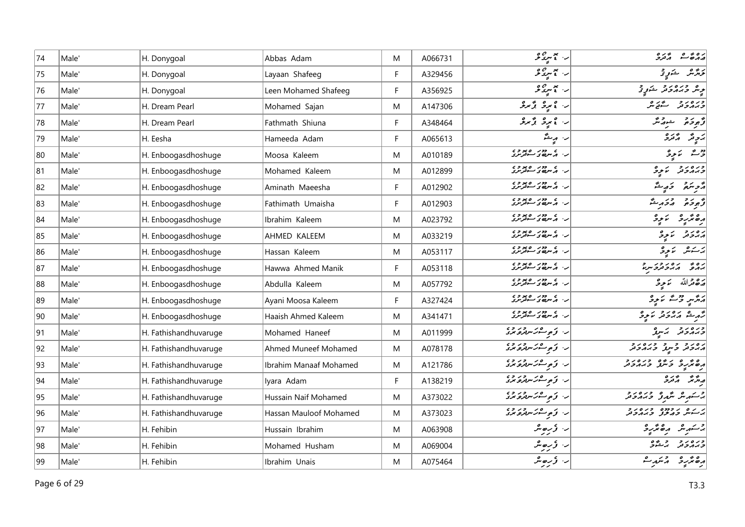| 74 | Male' | H. Donygoal | Abbas Adam | M | A066731 | ހ. ޑޮނީގޯލް | އައްބާސް އާދަމް |
|---|---|---|---|---|---|---|---|
| 75 | Male' | H. Donygoal | Layaan Shafeeg | F | A329456 | ހ. ޑޮނީގޯލް | ލަޔާން ޝަފީޤު |
| 76 | Male' | H. Donygoal | Leen Mohamed Shafeeg | F | A356925 | ހ. ޑޮނީގޯލް | ލީން މުހައްމަދު ޝަފީޤު |
| 77 | Male' | H. Dream Pearl | Mohamed Sajan | M | A147306 | ހ. ޑްރީމް ޕާރލް | މުހައްމަދު ސާޖަން |
| 78 | Male' | H. Dream Pearl | Fathmath Shiuna | F | A348464 | ހ. ޑްރީމް ޕާރލް | ފާތިމަތު ޝިއުނާ |
| 79 | Male' | H. Eesha | Hameeda Adam | F | A065613 | ހ. އީޝާ | ހަމީދާ އާދަމް |
| 80 | Male' | H. Enboogasdhoshuge | Moosa Kaleem | M | A010189 | ހ. އެންބޫގަސްދޮށުގެ | މޫސާ ކަލީމް |
| 81 | Male' | H. Enboogasdhoshuge | Mohamed Kaleem | M | A012899 | ހ. އެންބޫގަސްދޮށުގެ | މުހައްމަދު ކަލީމް |
| 82 | Male' | H. Enboogasdhoshuge | Aminath Maeesha | F | A012902 | ހ. އެންބޫގަސްދޮށުގެ | އާމިނަތު މައީޝާ |
| 83 | Male' | H. Enboogasdhoshuge | Fathimath Umaisha | F | A012903 | ހ. އެންބޫގަސްދޮށުގެ | ފާތިމަތު އުމައިޝާ |
| 84 | Male' | H. Enboogasdhoshuge | Ibrahim Kaleem | M | A023792 | ހ. އެންބޫގަސްދޮށުގެ | އިބްރާހީމް ކަލީމް |
| 85 | Male' | H. Enboogasdhoshuge | AHMED KALEEM | M | A033219 | ހ. އެންބޫގަސްދޮށުގެ | އަހްމަދު ކަލީމް |
| 86 | Male' | H. Enboogasdhoshuge | Hassan Kaleem | M | A053117 | ހ. އެންބޫގަސްދޮށުގެ | ހަސަން ކަލީމް |
| 87 | Male' | H. Enboogasdhoshuge | Hawwa Ahmed Manik | F | A053118 | ހ. އެންބޫގަސްދޮށުގެ | ހައްވާ އަހްމަދުމަނިކު |
| 88 | Male' | H. Enboogasdhoshuge | Abdulla Kaleem | M | A057792 | ހ. އެންބޫގަސްދޮށުގެ | އަބްދުﷲ ކަލީމް |
| 89 | Male' | H. Enboogasdhoshuge | Ayani Moosa Kaleem | F | A327424 | ހ. އެންބޫގަސްދޮށުގެ | އަޔާނި މޫސާ ކަލީމް |
| 90 | Male' | H. Enboogasdhoshuge | Haaish Ahmed Kaleem | M | A341471 | ހ. އެންބޫގަސްދޮށުގެ | ހާއިޝް އަހްމަދު ކަލީމް |
| 91 | Male' | H. Fathishandhuvaruge | Mohamed Haneef | M | A011999 | ހ. ފަތިސަންދުވަރުގެ | މުހައްމަދު ހަނީފު |
| 92 | Male' | H. Fathishandhuvaruge | Ahmed Muneef Mohamed | M | A078178 | ހ. ފަތިސަންދުވަރުގެ | އަހްމަދު މުނީފު މުހައްމަދު |
| 93 | Male' | H. Fathishandhuvaruge | Ibrahim Manaaf Mohamed | M | A121786 | ހ. ފަތިސަންދުވަރުގެ | އިބްރާހީމް މަނާފް މުހައްމަދު |
| 94 | Male' | H. Fathishandhuvaruge | Iyara Adam | F | A138219 | ހ. ފަތިސަންދުވަރުގެ | އިޔާރާ އާދަމް |
| 95 | Male' | H. Fathishandhuvaruge | Hussain Naif Mohamed | M | A373022 | ހ. ފަތިސަންދުވަރުގެ | ހުސައިން ނާއިފް މުހައްމަދު |
| 96 | Male' | H. Fathishandhuvaruge | Hassan Mauloof Mohamed | M | A373023 | ހ. ފަތިސަންދުވަރުގެ | ހަސަން މައުލޫފް މުހައްމަދު |
| 97 | Male' | H. Fehibin | Hussain Ibrahim | M | A063908 | ހ. ފެހިބިން | ހުސައިން އިބްރާހީމް |
| 98 | Male' | H. Fehibin | Mohamed Husham | M | A069004 | ހ. ފެހިބިން | މުހައްމަދު ހުޝާމް |
| 99 | Male' | H. Fehibin | Ibrahim Unais | M | A075464 | ހ. ފެހިބިން | އިބްރާހީމް އުނައިސް |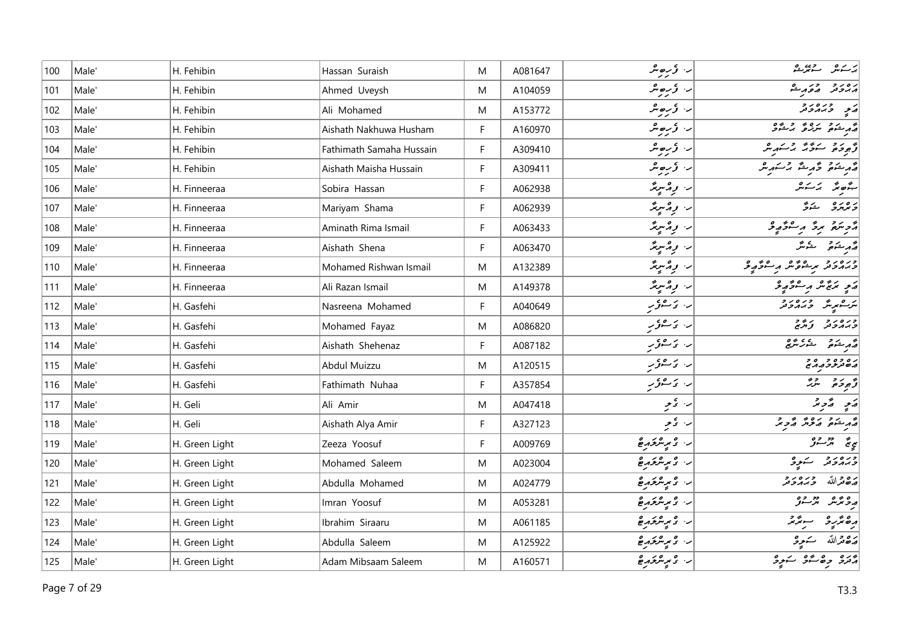| 100 | Male' | H. Fehibin | Hassan Suraish | M | A081647 | ހ. ފެހިބިން | ހަސަން ސުރައިޝް |
|---|---|---|---|---|---|---|---|
| 101 | Male' | H. Fehibin | Ahmed Uveysh | M | A104059 | ހ. ފެހިބިން | އަހުމަދު އުވޭސް |
| 102 | Male' | H. Fehibin | Ali Mohamed | M | A153772 | ހ. ފެހިބިން | އަލި މުހައްމަދު |
| 103 | Male' | H. Fehibin | Aishath Nakhuwa Husham | F | A160970 | ހ. ފެހިބިން | އާއިޝަތު ނަޚުވާ ހުޝާމް |
| 104 | Male' | H. Fehibin | Fathimath Samaha Hussain | F | A309410 | ހ. ފެހިބިން | ފާތިމަތު ސަމާހާ ހުސައިން |
| 105 | Male' | H. Fehibin | Aishath Maisha Hussain | F | A309411 | ހ. ފެހިބިން | އާއިޝަތު މާއިޝާ ހުސައިން |
| 106 | Male' | H. Finneeraa | Sobira Hassan | F | A062938 | ހ. ފިންނީރާ | ސާބިރާ ހަސަން |
| 107 | Male' | H. Finneeraa | Mariyam Shama | F | A062939 | ހ. ފިންނީރާ | މަރިޔަމް ޝަމާ |
| 108 | Male' | H. Finneeraa | Aminath Rima Ismail | F | A063433 | ހ. ފިންނީރާ | އާމިނަތު ރިމާ އިސްމާއިލް |
| 109 | Male' | H. Finneeraa | Aishath Shena | F | A063470 | ހ. ފިންނީރާ | އާއިޝަތު ޝެނާ |
| 110 | Male' | H. Finneeraa | Mohamed Rishwan Ismail | M | A132389 | ހ. ފިންނީރާ | މުހައްމަދު ރިޝްވާން އިސްމާއިލް |
| 111 | Male' | H. Finneeraa | Ali Razan Ismail | M | A149378 | ހ. ފިންނީރާ | އަލި ރަޒާން އިސްމާއިލް |
| 112 | Male' | H. Gasfehi | Nasreena Mohamed | F | A040649 | ހ. ގަސްފެހި | ނަސްރީނާ މުހައްމަދު |
| 113 | Male' | H. Gasfehi | Mohamed Fayaz | M | A086820 | ހ. ގަސްފެހި | މުހައްމަދު ފައްޔާޒު |
| 114 | Male' | H. Gasfehi | Aishath Shehenaz | F | A087182 | ހ. ގަސްފެހި | އާއިޝަތު ޝެހެނާޒް |
| 115 | Male' | H. Gasfehi | Abdul Muizzu | M | A120515 | ހ. ގަސްފެހި | އަބްދުލްމުޢިއްޒު |
| 116 | Male' | H. Gasfehi | Fathimath Nuhaa | F | A357854 | ހ. ގަސްފެހި | ފާތިމަތު ނުހާ |
| 117 | Male' | H. Geli | Ali Amir | M | A047418 | ހ. ގެލި | އަލި އާމިރު |
| 118 | Male' | H. Geli | Aishath Alya Amir | F | A327123 | ހ. ގެލި | އާއިޝަތު އަލްޔާ އާމިރު |
| 119 | Male' | H. Green Light | Zeeza Yoosuf | F | A009769 | ހ. ގްރީންލައިޓް | ޒީޒާ ޔޫސުފް |
| 120 | Male' | H. Green Light | Mohamed Saleem | M | A023004 | ހ. ގްރީންލައިޓް | މުހައްމަދު ސަލީމް |
| 121 | Male' | H. Green Light | Abdulla Mohamed | M | A024779 | ހ. ގްރީންލައިޓް | އަބްދުﷲ މުހައްމަދު |
| 122 | Male' | H. Green Light | Imran Yoosuf | M | A053281 | ހ. ގްރީންލައިޓް | އިމްރާން ޔޫސުފް |
| 123 | Male' | H. Green Light | Ibrahim Siraaru | M | A061185 | ހ. ގްރީންލައިޓް | އިބްރާހީމް ސިރާރު |
| 124 | Male' | H. Green Light | Abdulla Saleem | M | A125922 | ހ. ގްރީންލައިޓް | އަބްދުﷲ ސަލީމް |
| 125 | Male' | H. Green Light | Adam Mibsaam Saleem | M | A160571 | ހ. ގްރީންލައިޓް | އާދަމް މިބްސާމް ސަލީމް |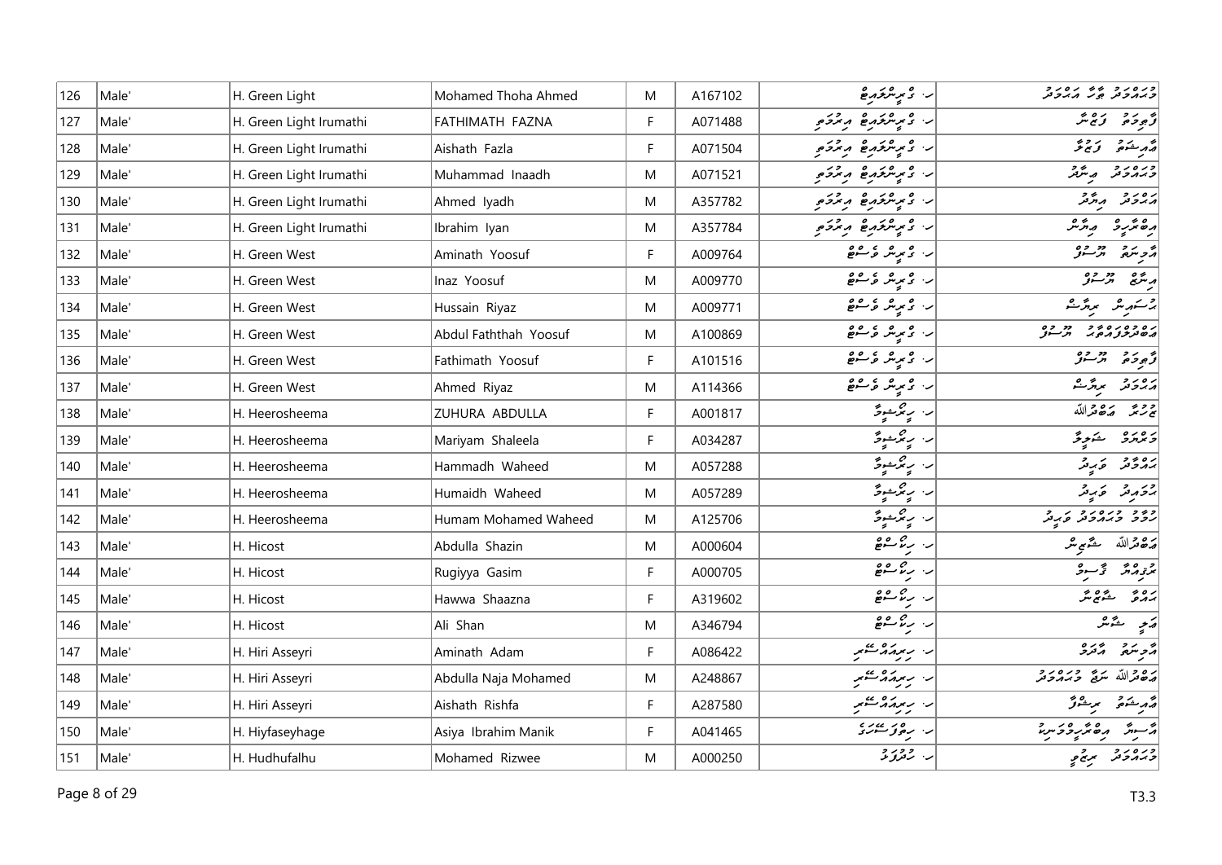| 126 | Male' | H. Green Light | Mohamed Thoha Ahmed | M | A167102 | ހ. ގްރީންލައިޓް | މުހައްމަދު ތޯހާ އަހްމަދު |
|---|---|---|---|---|---|---|---|
| 127 | Male' | H. Green Light Irumathi | FATHIMATH FAZNA | F | A071488 | ހ. ގްރީންލައިޓް އިރުމަތި | ފާތިމަތު ފަޒްނާ |
| 128 | Male' | H. Green Light Irumathi | Aishath Fazla | F | A071504 | ހ. ގްރީންލައިޓް އިރުމަތި | އައިޝަތު ފަޟްލާ |
| 129 | Male' | H. Green Light Irumathi | Muhammad Inaadh | M | A071521 | ހ. ގްރީންލައިޓް އިރުމަތި | މުހައްމަދު އިނާދު |
| 130 | Male' | H. Green Light Irumathi | Ahmed Iyadh | M | A357782 | ހ. ގްރީންލައިޓް އިރުމަތި | އަހްމަދު އިޔާދު |
| 131 | Male' | H. Green Light Irumathi | Ibrahim Iyan | M | A357784 | ހ. ގްރީންލައިޓް އިރުމަތި | އިބްރާހިމް އިޔާން |
| 132 | Male' | H. Green West | Aminath Yoosuf | F | A009764 | ހ. ގްރީން ވެސްޓް | އާމިނަތު ޔޫސުފު |
| 133 | Male' | H. Green West | Inaz Yoosuf | M | A009770 | ހ. ގްރީން ވެސްޓް | އިނާޒް ޔޫސުފު |
| 134 | Male' | H. Green West | Hussain Riyaz | M | A009771 | ހ. ގްރީން ވެސްޓް | ހުސައިން ރިޔާޒް |
| 135 | Male' | H. Green West | Abdul Faththah Yoosuf | M | A100869 | ހ. ގްރީން ވެސްޓް | އަބްދުލްފައްތާހު ޔޫސުފު |
| 136 | Male' | H. Green West | Fathimath Yoosuf | F | A101516 | ހ. ގްރީން ވެސްޓް | ފާތިމަތު ޔޫސުފު |
| 137 | Male' | H. Green West | Ahmed Riyaz | M | A114366 | ހ. ގްރީން ވެސްޓް | އަހްމަދު ރިޔާޒް |
| 138 | Male' | H. Heerosheema | ZUHURA ABDULLA | F | A001817 | ހ. ހީރޯޝީމާ | ޒުހުރާ އަބްދުﷲ |
| 139 | Male' | H. Heerosheema | Mariyam Shaleela | F | A034287 | ހ. ހީރޯޝީމާ | މަރިޔަމް ޝަލީލާ |
| 140 | Male' | H. Heerosheema | Hammadh Waheed | M | A057288 | ހ. ހީރޯޝީމާ | ހައްމާދު ވަޙީދު |
| 141 | Male' | H. Heerosheema | Humaidh Waheed | M | A057289 | ހ. ހީރޯޝީމާ | ހުމައިދު ވަޙީދު |
| 142 | Male' | H. Heerosheema | Humam Mohamed Waheed | M | A125706 | ހ. ހީރޯޝީމާ | ހުމާމް މުހައްމަދު ވަޙީދު |
| 143 | Male' | H. Hicost | Abdulla Shazin | M | A000604 | ހ. ހައިކޯސްޓް | އަބްދުﷲ ޝާޒިން |
| 144 | Male' | H. Hicost | Rugiyya Gasim | F | A000705 | ހ. ހައިކޯސްޓް | ރުގިއްޔާ ޤާސިމް |
| 145 | Male' | H. Hicost | Hawwa Shaazna | F | A319602 | ހ. ހައިކޯސްޓް | ހައްވާ ޝާޒްނާ |
| 146 | Male' | H. Hicost | Ali Shan | M | A346794 | ހ. ހައިކޯސްޓް | އަލި ޝާން |
| 147 | Male' | H. Hiri Asseyri | Aminath Adam | F | A086422 | ހ. ހިރިއައްސޭރި | އާމިނަތު އާދަމް |
| 148 | Male' | H. Hiri Asseyri | Abdulla Naja Mohamed | M | A248867 | ހ. ހިރިއައްސޭރި | އަބްދުﷲ ނަޖާ މުހައްމަދު |
| 149 | Male' | H. Hiri Asseyri | Aishath Rishfa | F | A287580 | ހ. ހިރިއައްސޭރި | އައިޝަތު ރިޝްފާ |
| 150 | Male' | H. Hiyfaseyhage | Asiya Ibrahim Manik | F | A041465 | ހ. ހިޔްފަސޭހަގެ | އާސިޔާ އިބްރާހިމްމާނިކު |
| 151 | Male' | H. Hudhufalhu | Mohamed Rizwee | M | A000250 | ހ. ހުދުފަޅު | މުހައްމަދު ރިޒްވީ |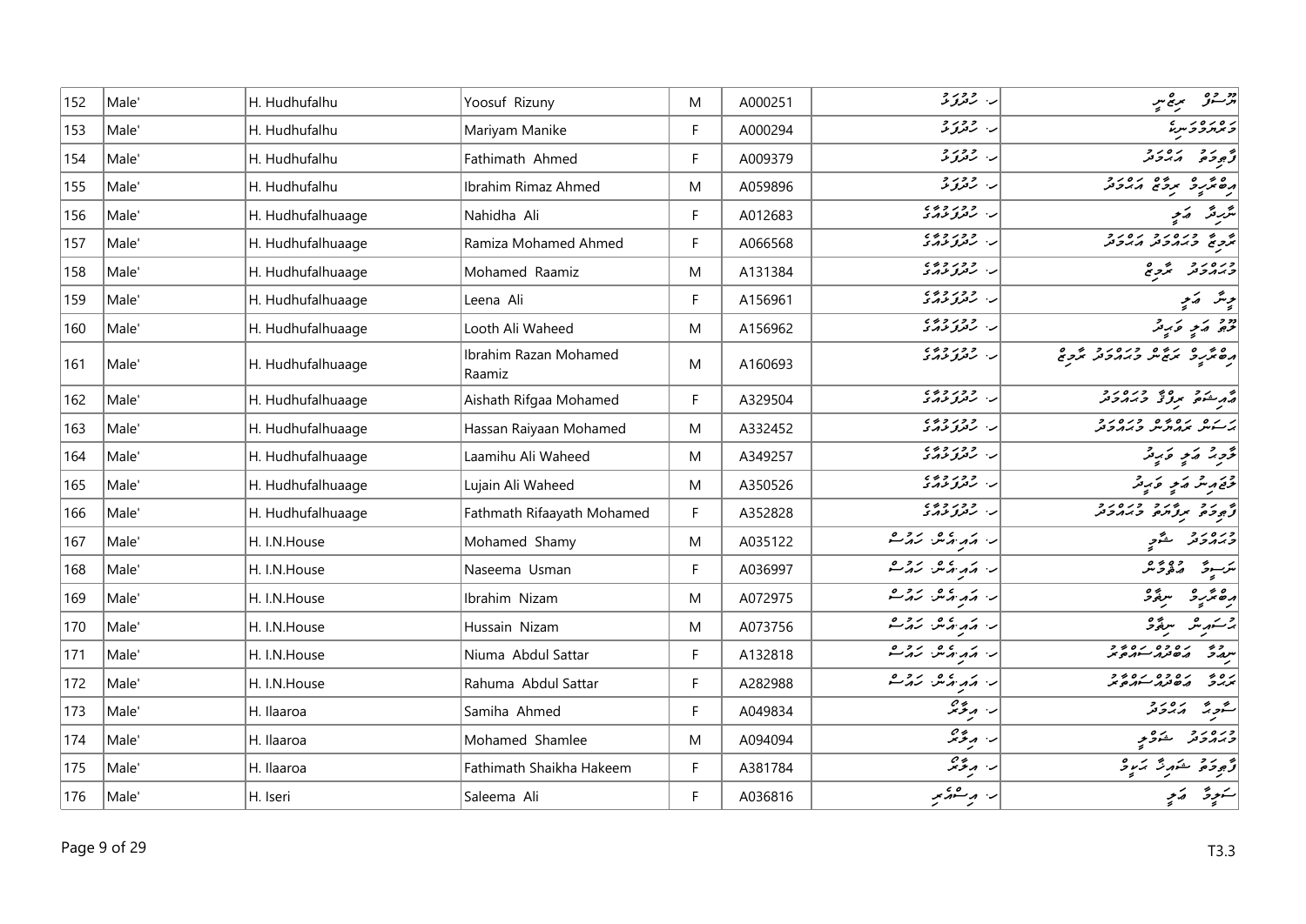| 152 | Male' | H. Hudhufalhu | Yoosuf Rizuny | M | A000251 | ހ. ހުދުފަޅު | ޔޫސުފް ރިޒުނީ |
|---|---|---|---|---|---|---|---|
| 153 | Male' | H. Hudhufalhu | Mariyam Manike | F | A000294 | ހ. ހުދުފަޅު | މަރިޔަމްމަނިކެ |
| 154 | Male' | H. Hudhufalhu | Fathimath Ahmed | F | A009379 | ހ. ހުދުފަޅު | ފާތިމަތު އަޙްމަދު |
| 155 | Male' | H. Hudhufalhu | Ibrahim Rimaz Ahmed | M | A059896 | ހ. ހުދުފަޅު | އިބްރާހިމް ރިމާޒް އަޙްމަދު |
| 156 | Male' | H. Hudhufalhuaage | Nahidha Ali | F | A012683 | ހ. ހުދުފަޅުއާގެ | ނާހިދާ އަލި |
| 157 | Male' | H. Hudhufalhuaage | Ramiza Mohamed Ahmed | F | A066568 | ހ. ހުދުފަޅުއާގެ | ރާމިޒާ މުޙައްމަދު އަޙްމަދު |
| 158 | Male' | H. Hudhufalhuaage | Mohamed Raamiz | M | A131384 | ހ. ހުދުފަޅުއާގެ | މުޙައްމަދު ރާމިޒް |
| 159 | Male' | H. Hudhufalhuaage | Leena Ali | F | A156961 | ހ. ހުދުފަޅުއާގެ | ލީނާ އަލި |
| 160 | Male' | H. Hudhufalhuaage | Looth Ali Waheed | M | A156962 | ހ. ހުދުފަޅުއާގެ | ލޫތު އަލި ވަހީދު |
| 161 | Male' | H. Hudhufalhuaage | Ibrahim Razan Mohamed Raamiz | M | A160693 | ހ. ހުދުފަޅުއާގެ | އިބްރާހިމް ރަޒާން މުޙައްމަދު ރާމިޒް |
| 162 | Male' | H. Hudhufalhuaage | Aishath Rifgaa Mohamed | F | A329504 | ހ. ހުދުފަޅުއާގެ | އާއިޝަތު ރިފްގާ މުޙައްމަދު |
| 163 | Male' | H. Hudhufalhuaage | Hassan Raiyaan Mohamed | M | A332452 | ހ. ހުދުފަޅުއާގެ | ޙަސަން ރައްޔާން މުޙައްމަދު |
| 164 | Male' | H. Hudhufalhuaage | Laamihu Ali Waheed | M | A349257 | ހ. ހުދުފަޅުއާގެ | ލާމިހު އަލި ވަހީދު |
| 165 | Male' | H. Hudhufalhuaage | Lujain Ali Waheed | M | A350526 | ހ. ހުދުފަޅުއާގެ | ލުޖައިން އަލި ވަހީދު |
| 166 | Male' | H. Hudhufalhuaage | Fathmath Rifaayath Mohamed | F | A352828 | ހ. ހުދުފަޅުއާގެ | ފާތުމަތު ރިފާޔަތު މުޙައްމަދު |
| 167 | Male' | H. I.N.House | Mohamed Shamy | M | A035122 | ހ. އައި.އެން. ހައުސް | މުޙައްމަދު ޝާމީ |
| 168 | Male' | H. I.N.House | Naseema Usman | F | A036997 | ހ. އައި.އެން. ހައުސް | ނަސީމާ ޢުސްމާން |
| 169 | Male' | H. I.N.House | Ibrahim Nizam | M | A072975 | ހ. އައި.އެން. ހައުސް | އިބްރާހިމް ނިޒާމް |
| 170 | Male' | H. I.N.House | Hussain Nizam | M | A073756 | ހ. އައި.އެން. ހައުސް | ޙުސައިން ނިޒާމް |
| 171 | Male' | H. I.N.House | Niuma Abdul Sattar | F | A132818 | ހ. އައި.އެން. ހައުސް | ނިޢުމާ ޢަބްދުލްސައްތާރު |
| 172 | Male' | H. I.N.House | Rahuma Abdul Sattar | F | A282988 | ހ. އައި.އެން. ހައުސް | ރަހުމާ ޢަބްދުލްސައްތާރު |
| 173 | Male' | H. Ilaaroa | Samiha Ahmed | F | A049834 | ހ. އިލާރޯ | ސާމިހާ އަޙްމަދު |
| 174 | Male' | H. Ilaaroa | Mohamed Shamlee | M | A094094 | ހ. އިލާރޯ | މުޙައްމަދު ޝަމްލީ |
| 175 | Male' | H. Ilaaroa | Fathimath Shaikha Hakeem | F | A381784 | ހ. އިލާރޯ | ފާތިމަތު ޝައިޚާ ޙަކީމް |
| 176 | Male' | H. Iseri | Saleema Ali | F | A036816 | ހ. އިސެރީ | ސަލީމާ އަލި |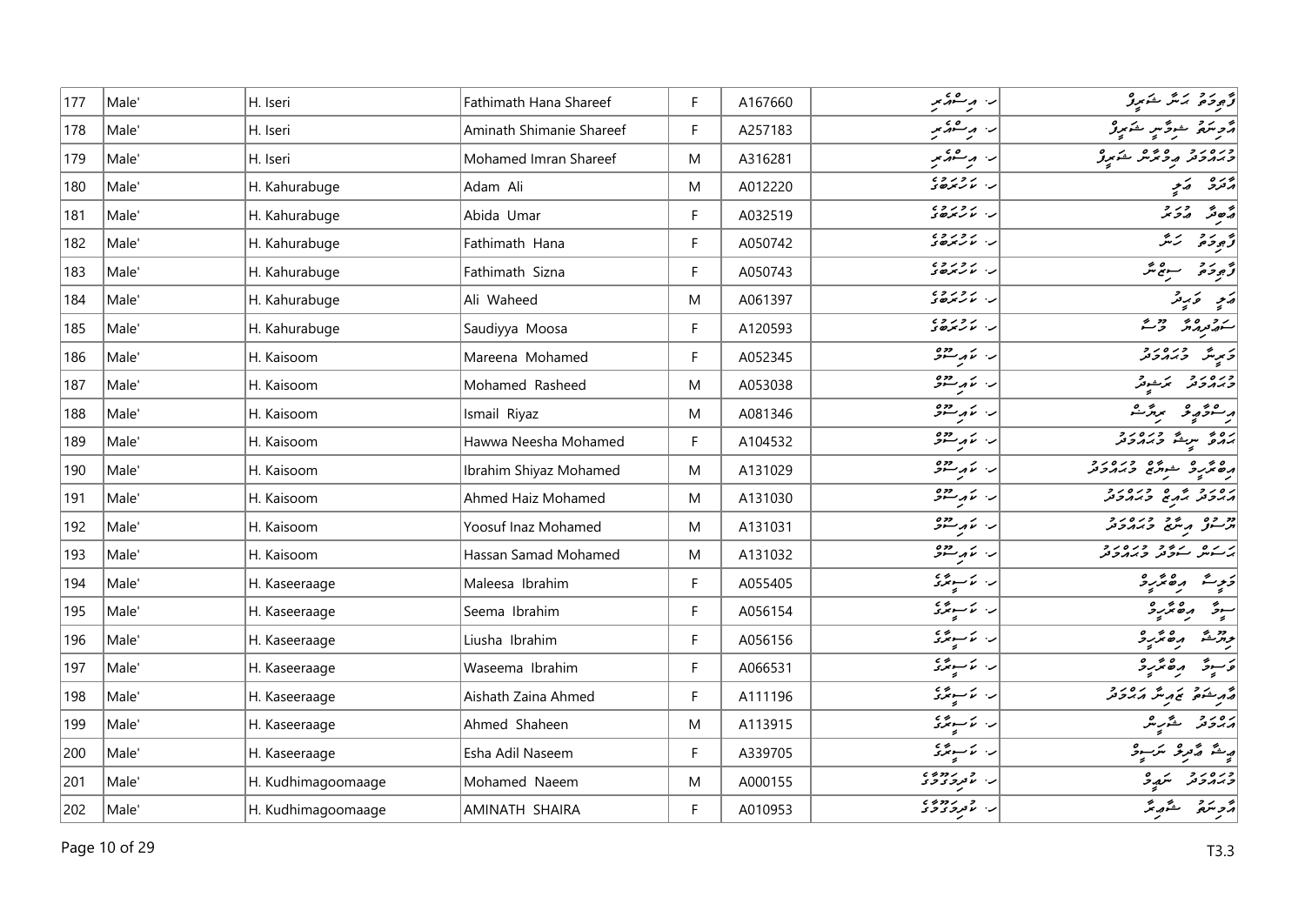| 177 | Male' | H. Iseri | Fathimath Hana Shareef | F | A167660 | ހ. އިސްތިރި | ފާތިމަތު ހަނާ ޝަރީފް |
|---|---|---|---|---|---|---|---|
| 178 | Male' | H. Iseri | Aminath Shimanie Shareef | F | A257183 | ހ. އިސްތިރި | އާމިނަތު ޝިމާނީ ޝަރީފް |
| 179 | Male' | H. Iseri | Mohamed Imran Shareef | M | A316281 | ހ. އިސްތިރި | މުހައްމަދު އިމްރާން ޝަރީފް |
| 180 | Male' | H. Kahurabuge | Adam Ali | M | A012220 | ހ.ކަހުރަބުގެ | އާދަމް ޢަލީ |
| 181 | Male' | H. Kahurabuge | Abida Umar | F | A032519 | ހ. ކަހުރަބުގެ | ޢާބިދާ ޢުމަރު |
| 182 | Male' | H. Kahurabuge | Fathimath Hana | F | A050742 | ހ. ކަހުރަބުގެ | ފާތިމަތު ހަނާ |
| 183 | Male' | H. Kahurabuge | Fathimath Sizna | F | A050743 | ހ. ކަހުރަބުގެ | ފާތިމަތު ސިޒްނާ |
| 184 | Male' | H. Kahurabuge | Ali Waheed | M | A061397 | ހ. ކަހުރަބުގެ | ޢަލީ ވަޙީދު |
| 185 | Male' | H. Kahurabuge | Saudiyya Moosa | F | A120593 | ހ. ކަހުރަބުގެ | ސަޢުދިއްޔާ މޫސާ |
| 186 | Male' | H. Kaisoom | Mareena Mohamed | F | A052345 | ހ. ކައިސޫމް | މަރީނާ މުހައްމަދު |
| 187 | Male' | H. Kaisoom | Mohamed Rasheed | M | A053038 | ހ. ކައިސޫމް | މުހައްމަދު ރަޝީދު |
| 188 | Male' | H. Kaisoom | Ismail Riyaz | M | A081346 | ހ. ކައިސޫމް | އިސްމާޢީލް ރިޔާޒް |
| 189 | Male' | H. Kaisoom | Hawwa Neesha Mohamed | F | A104532 | ހ. ކައިސޫމް | ޙައްވާ ނީޝާ މުހައްމަދު |
| 190 | Male' | H. Kaisoom | Ibrahim Shiyaz Mohamed | M | A131029 | ހ. ކައިސޫމް | އިބްރާހީމް ޝިޔާޒް މުހައްމަދު |
| 191 | Male' | H. Kaisoom | Ahmed Haiz Mohamed | M | A131030 | ހ. ކައިސޫމް | އަޙްމަދު ހާއިޒް މުހައްމަދު |
| 192 | Male' | H. Kaisoom | Yoosuf Inaz Mohamed | M | A131031 | ހ. ކައިސޫމް | ޔޫސުފް އިނާޒް މުހައްމަދު |
| 193 | Male' | H. Kaisoom | Hassan Samad Mohamed | M | A131032 | ހ. ކައިސޫމް | ޙަސަން ސަމަދު މުހައްމަދު |
| 194 | Male' | H. Kaseeraage | Maleesa Ibrahim | F | A055405 | ހ. ކަސީރާގެ | މަލީސާ އިބްރާހީމް |
| 195 | Male' | H. Kaseeraage | Seema Ibrahim | F | A056154 | ހ. ކަސީރާގެ | ސީމާ އިބްރާހީމް |
| 196 | Male' | H. Kaseeraage | Liusha Ibrahim | F | A056156 | ހ. ކަސީރާގެ | ލިއުޝާ އިބްރާހީމް |
| 197 | Male' | H. Kaseeraage | Waseema Ibrahim | F | A066531 | ހ. ކަސީރާގެ | ވަސީމާ އިބްރާހީމް |
| 198 | Male' | H. Kaseeraage | Aishath Zaina Ahmed | F | A111196 | ހ. ކަސީރާގެ | ޢާއިޝަތު ޒައިނާ އަޙްމަދު |
| 199 | Male' | H. Kaseeraage | Ahmed Shaheen | M | A113915 | ހ. ކަސީރާގެ | އަޙްމަދު ޝާހީން |
| 200 | Male' | H. Kaseeraage | Esha Adil Naseem | F | A339705 | ހ. ކަސީރާގެ | އީޝާ އާދިލް ނަސީމް |
| 201 | Male' | H. Kudhimagoomaage | Mohamed Naeem | M | A000155 | ހ. ކުދިމަގޫމާގެ | މުހައްމަދު ނަޢީމް |
| 202 | Male' | H. Kudhimagoomaage | AMINATH SHAIRA | F | A010953 | ހ. ކުދިމަގޫމާގެ | އާމިނަތު ޝާއިރާ |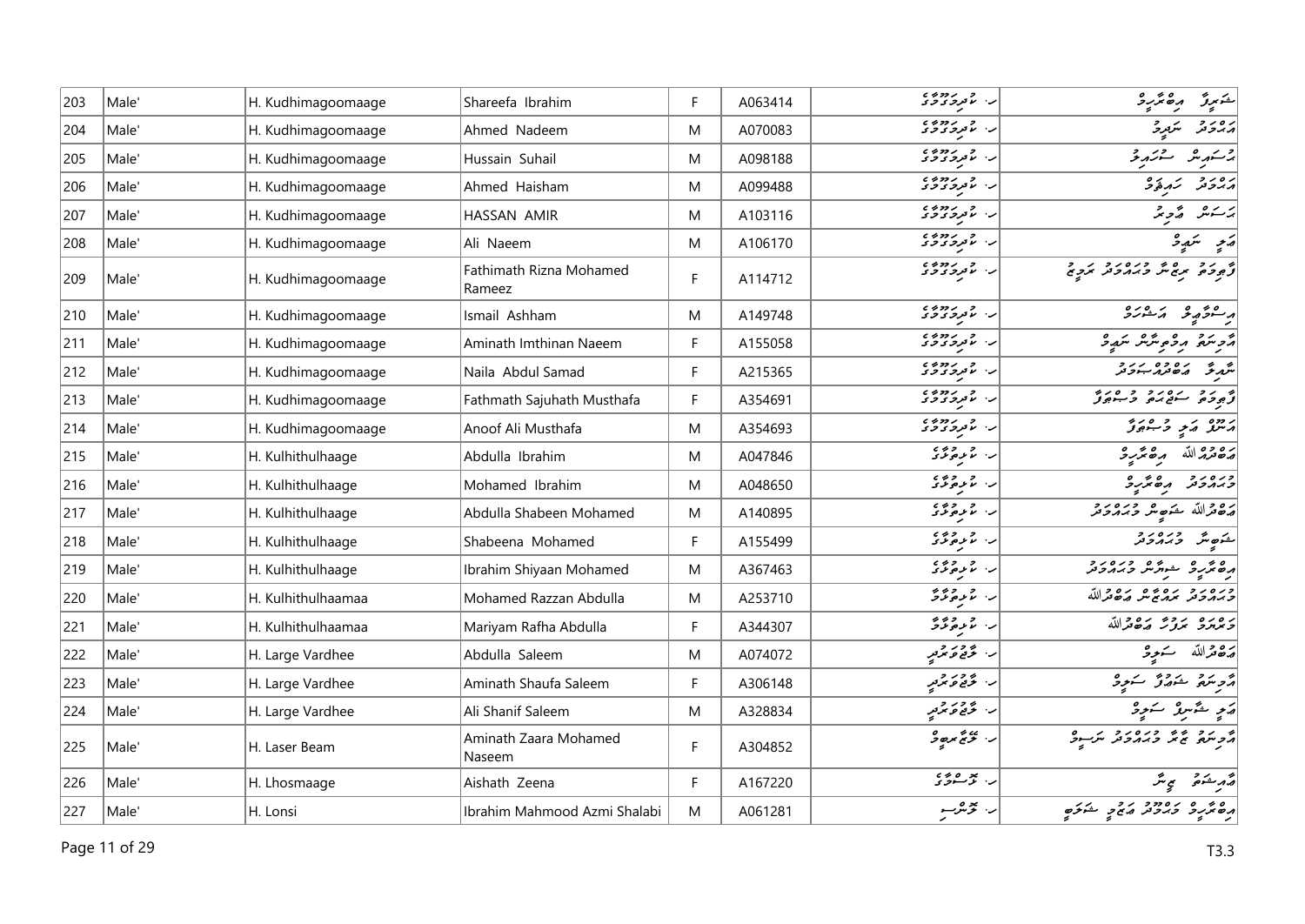| 203 | Male' | H. Kudhimagoomaage | Shareefa Ibrahim | F | A063414 | ހ. ކުދިމަގޫމާގެ | ޝަރީފާ އިބްރާހީމް |
|---|---|---|---|---|---|---|---|
| 204 | Male' | H. Kudhimagoomaage | Ahmed Nadeem | M | A070083 | ހ. ކުދިމަގޫމާގެ | އަޙްމަދު ނަދީމް |
| 205 | Male' | H. Kudhimagoomaage | Hussain Suhail | M | A098188 | ހ. ކުދިމަގޫމާގެ | ޙުސައިން ސުހައިލް |
| 206 | Male' | H. Kudhimagoomaage | Ahmed Haisham | M | A099488 | ހ. ކުދިމަގޫމާގެ | އަޙްމަދު ހައިޝަމް |
| 207 | Male' | H. Kudhimagoomaage | HASSAN AMIR | M | A103116 | ހ. ކުދިމަގޫމާގެ | ޙަސަން އާމިރު |
| 208 | Male' | H. Kudhimagoomaage | Ali Naeem | M | A106170 | ހ. ކުދިމަގޫމާގެ | ޢަލީ ނައީމް |
| 209 | Male' | H. Kudhimagoomaage | Fathimath Rizna Mohamed Rameez | F | A114712 | ހ. ކުދިމަގޫމާގެ | ފާތިމަތު ރިޒްނާ މުޙައްމަދު ރަމީޒު |
| 210 | Male' | H. Kudhimagoomaage | Ismail Ashham | M | A149748 | ހ. ކުދިމަގޫމާގެ | އިސްމާއީލް އަޝްހަމް |
| 211 | Male' | H. Kudhimagoomaage | Aminath Imthinan Naeem | F | A155058 | ހ. ކުދިމަގޫމާގެ | އާމިނަތު އިމްތިނާން ނައީމް |
| 212 | Male' | H. Kudhimagoomaage | Naila Abdul Samad | F | A215365 | ހ. ކުދިމަގޫމާގެ | ނާއިލާ އަބްދުލްސަމަދު |
| 213 | Male' | H. Kudhimagoomaage | Fathmath Sajuhath Musthafa | F | A354691 | ހ. ކުދިމަގޫމާގެ | ފާތިމަތު ސަޖުހަތު މުސްތަފާ |
| 214 | Male' | H. Kudhimagoomaage | Anoof Ali Musthafa | M | A354693 | ހ. ކުދިމަގޫމާގެ | އަނޫފު ޢަލީ މުސްތަފާ |
| 215 | Male' | H. Kulhithulhaage | Abdulla Ibrahim | M | A047846 | ހ. ކުޅިތުޅާގެ | އަބްދުﷲ އިބްރާހީމް |
| 216 | Male' | H. Kulhithulhaage | Mohamed Ibrahim | M | A048650 | ހ. ކުޅިތުޅާގެ | މުޙައްމަދު އިބްރާހީމް |
| 217 | Male' | H. Kulhithulhaage | Abdulla Shabeen Mohamed | M | A140895 | ހ. ކުޅިތުޅާގެ | އަބްދުﷲ ޝަބީން މުޙައްމަދު |
| 218 | Male' | H. Kulhithulhaage | Shabeena Mohamed | F | A155499 | ހ. ކުޅިތުޅާގެ | ޝަބީނާ މުޙައްމަދު |
| 219 | Male' | H. Kulhithulhaage | Ibrahim Shiyaan Mohamed | M | A367463 | ހ. ކުޅިތުޅާގެ | އިބްރާހީމް ޝިޔާން މުޙައްމަދު |
| 220 | Male' | H. Kulhithulhaamaa | Mohamed Razzan Abdulla | M | A253710 | ހ. ކުޅިތުޅާމާ | މުޙައްމަދު ރައްޒާން އަބްދުﷲ |
| 221 | Male' | H. Kulhithulhaamaa | Mariyam Rafha Abdulla | F | A344307 | ހ. ކުޅިތުޅާމާ | މަރިޔަމް ރަފްހާ އަބްދުﷲ |
| 222 | Male' | H. Large Vardhee | Abdulla Saleem | M | A074072 | ހ. ލާޖްވަރދީ | އަބްދުﷲ ސަލީމް |
| 223 | Male' | H. Large Vardhee | Aminath Shaufa Saleem | F | A306148 | ހ. ލާޖްވަރދީ | އާމިނަތު ޝައުފާ ސަލީމް |
| 224 | Male' | H. Large Vardhee | Ali Shanif Saleem | M | A328834 | ހ. ލާޖްވަރދީ | ޢަލީ ޝާނިފު ސަލީމް |
| 225 | Male' | H. Laser Beam | Aminath Zaara Mohamed Naseem | F | A304852 | ހ. ލޭޒަރބީމް | އާމިނަތު ޒާރާ މުޙައްމަދު ނަސީމް |
| 226 | Male' | H. Lhosmaage | Aishath Zeena | F | A167220 | ހ. ޅޮސްމާގެ | އާއިޝަތު ޒީނާ |
| 227 | Male' | H. Lonsi | Ibrahim Mahmood Azmi Shalabi | M | A061281 | ހ. ލޮންސި | އިބްރާހީމް މަޙްމޫދު އަޒްމީ ޝަލަބީ |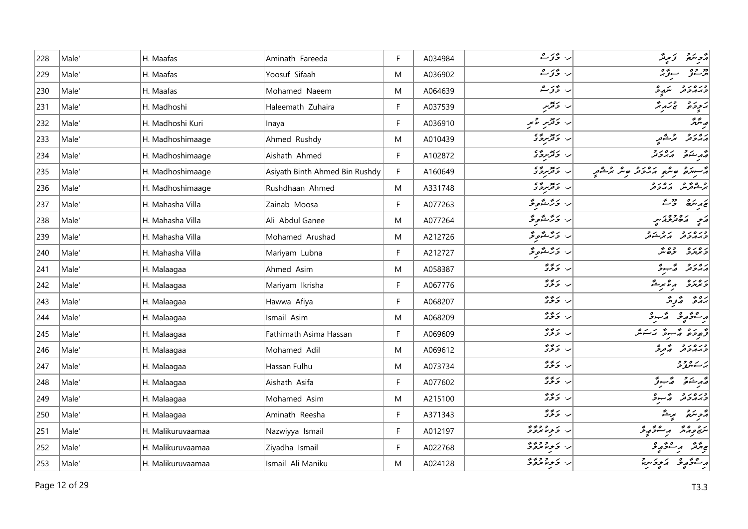| 228 | Male' | H. Maafas | Aminath Fareeda | F | A034984 | ر. وٌوَسْ | أَدِسَمْ وَبِرِيَّ |
|---|---|---|---|---|---|---|---|
| 229 | Male' | H. Maafas | Yoosuf Sifaah | M | A036902 | ر. وٌوَسْ | ترْسْوْ سِوَّرْ |
| 230 | Male' | H. Maafas | Mohamed Naeem | M | A064639 | ر. وٌوَسْ | وَبَرْمَرَوْرُ سَمَدِوْ |
| 231 | Male' | H. Madhoshi | Haleemath Zuhaira | F | A037539 | ر. وَتَرْسِ | بَرْدِرَوْ تْرَكَدِيَّ |
| 232 | Male' | H. Madhoshi Kuri | Inaya | F | A036910 | ر. وَتَرْسِ مْيِرِ | مِسَّرْ |
| 233 | Male' | H. Madhoshimaage | Ahmed Rushdy | M | A010439 | ر. وَتَرْسِرِوْكَ | مَبَرْوَتْ بِرْشْتِرِ |
| 234 | Male' | H. Madhoshimaage | Aishath Ahmed | F | A102872 | ر. وَتَرْسِرِوْكَ | مَبْرِشَوْ مَبَرْوَتْ |
| 235 | Male' | H. Madhoshimaage | Asiyath Binth Ahmed Bin Rushdy | F | A160649 | ر. وَتَرْسِرِوْكَ | مَرْسِبَرْمْ وِسْمْوِ مَبَرْوَتْ وِسْ بِرْشْتِرِ |
| 236 | Male' | H. Madhoshimaage | Rushdhaan Ahmed | M | A331748 | ر. وَتَرْسِرِوْكَ | بُرْشْتَرْسْ مَبَرْوَتْ |
| 237 | Male' | H. Mahasha Villa | Zainab Moosa | F | A077263 | ر. وَرَّشَوِعَّ | تَمْرِسَرْهْ ترْسَّ |
| 238 | Male' | H. Mahasha Villa | Ali Abdul Ganee | M | A077264 | ر. وَرَّشَوِعَّ | مَعِ مَهْقَرْوْمَسِرِ |
| 239 | Male' | H. Mahasha Villa | Mohamed Arushad | M | A212726 | ر. وَرَّشَوِعَّ | وَبَرْمَرَوْرُ مَبَرْشَوْرُ |
| 240 | Male' | H. Mahasha Villa | Mariyam Lubna | F | A212727 | ر. وَرَّشَوِعَّ | وَبْرُمَرْوْ تْرْهَسْ |
| 241 | Male' | H. Malaagaa | Ahmed Asim | M | A058387 | ر. وَوْكَ | مَبَرْوَتْ مَّسِوْ |
| 242 | Male' | H. Malaagaa | Mariyam Ikrisha | F | A067776 | ر. وَوْكَ | وَبْرُمَرْوْ مِرْمَبِرِشَّ |
| 243 | Male' | H. Malaagaa | Hawwa Afiya | F | A068207 | ر. وَوْكَ | بَرْمُوْ مَّوِرَّ |
| 244 | Male' | H. Malaagaa | Ismail Asim | M | A068209 | ر. وَوْكَ | مِسْتَوْمِوْ مَّسِوْ |
| 245 | Male' | H. Malaagaa | Fathimath Asima Hassan | F | A069609 | ر. وَوْكَ | وَّجِوَمْ مَّسِوَّ بَرَسَسْ |
| 246 | Male' | H. Malaagaa | Mohamed Adil | M | A069612 | ر. وَوْكَ | وَبَرْمَرَوْرُ مَّتَرِوْ |
| 247 | Male' | H. Malaagaa | Hassan Fulhu | M | A073734 | ر. وَوْكَ | بَرَسَسْوْرُ |
| 248 | Male' | H. Malaagaa | Aishath Asifa | F | A077602 | ر. وَوْكَ | مَبْرِشَوْ مَّسِوَّ |
| 249 | Male' | H. Malaagaa | Mohamed Asim | M | A215100 | ر. وَوْكَ | وَبَرْمَرَوْرُ مَّسِوْ |
| 250 | Male' | H. Malaagaa | Aminath Reesha | F | A371343 | ر. وَوْكَ | أَدِسَمْ بِرِشَّ |
| 251 | Male' | H. Malikuruvaamaa | Nazwiyya Ismail | F | A012197 | ر. وَوِرِتْرُوْكَ | سَرَجُوِمْرَّ مِسْتَوْمِوْ |
| 252 | Male' | H. Malikuruvaamaa | Ziyadha Ismail | F | A022768 | ر. وَوِرِتْرُوْكَ | بِرَّتَرَّ مِسْتَوْمِوْ |
| 253 | Male' | H. Malikuruvaamaa | Ismail Ali Maniku | M | A024128 | ر. وَوِرِتْرُوْكَ | مِسْتَوْمِوْ مَدِوَسِرِدُ |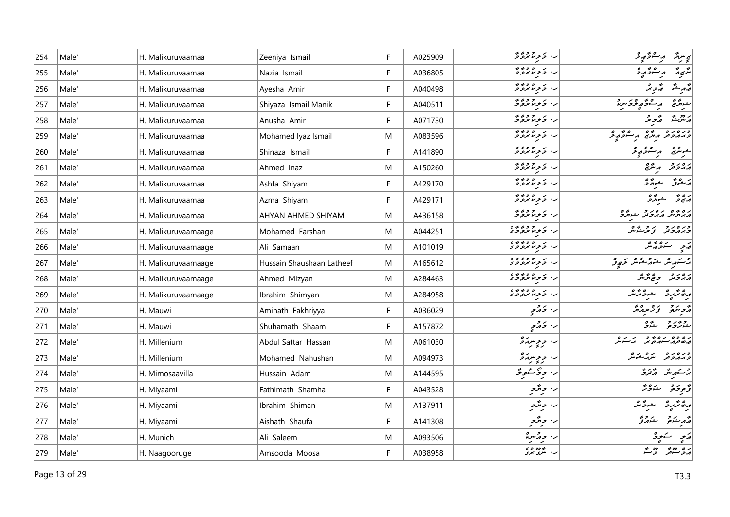| 254 | Male' | H. Malikuruvaamaa | Zeeniya Ismail | F | A025909 | ހ. މަލިކުރުވާމާ | ޒީނިޔާ އިސްމާއީލް |
|---|---|---|---|---|---|---|---|
| 255 | Male' | H. Malikuruvaamaa | Nazia Ismail | F | A036805 | ހ. މަލިކުރުވާމާ | ނާޒިޔާ އިސްމާއީލް |
| 256 | Male' | H. Malikuruvaamaa | Ayesha Amir | F | A040498 | ހ. މަލިކުރުވާމާ | އާއިޝާ އާމިރު |
| 257 | Male' | H. Malikuruvaamaa | Shiyaza Ismail Manik | F | A040511 | ހ. މަލިކުރުވާމާ | ޝިޔާޒާ އިސްމާއީލްމަނިކު |
| 258 | Male' | H. Malikuruvaamaa | Anusha Amir | F | A071730 | ހ. މަލިކުރުވާމާ | އަނޫޝާ އާމިރު |
| 259 | Male' | H. Malikuruvaamaa | Mohamed Iyaz Ismail | M | A083596 | ހ. މަލިކުރުވާމާ | މުޙައްމަދު އިޔާޒް އިސްމާއީލް |
| 260 | Male' | H. Malikuruvaamaa | Shinaza Ismail | F | A141890 | ހ. މަލިކުރުވާމާ | ޝިނާޒާ އިސްމާއީލް |
| 261 | Male' | H. Malikuruvaamaa | Ahmed Inaz | M | A150260 | ހ. މަލިކުރުވާމާ | އަޙްމަދު އިނާޒް |
| 262 | Male' | H. Malikuruvaamaa | Ashfa Shiyam | F | A429170 | ހ. މަލިކުރުވާމާ | އަޝްފާ ޝިޔާމް |
| 263 | Male' | H. Malikuruvaamaa | Azma Shiyam | F | A429171 | ހ. މަލިކުރުވާމާ | އަޒްމާ ޝިޔާމް |
| 264 | Male' | H. Malikuruvaamaa | AHYAN AHMED SHIYAM | M | A436158 | ހ. މަލިކުރުވާމާ | އަހްޔާން އަޙްމަދު ޝިޔާމް |
| 265 | Male' | H. Malikuruvaamaage | Mohamed Farshan | M | A044251 | ހ. މަލިކުރުވާމާގެ | މުޙައްމަދު ފަރުޝާން |
| 266 | Male' | H. Malikuruvaamaage | Ali Samaan | M | A101019 | ހ. މަލިކުރުވާމާގެ | އަލި ސަމްއާން |
| 267 | Male' | H. Malikuruvaamaage | Hussain Shaushaan Latheef | M | A165612 | ހ. މަލިކުރުވާމާގެ | ޙުސައިން ޝައުޝާން ލަޠީފް |
| 268 | Male' | H. Malikuruvaamaage | Ahmed Mizyan | M | A284463 | ހ. މަލިކުރުވާމާގެ | އަޙްމަދު މިޒްޔާން |
| 269 | Male' | H. Malikuruvaamaage | Ibrahim Shimyan | M | A284958 | ހ. މަލިކުރުވާމާގެ | އިބްރާހީމް ޝިމްޔާން |
| 270 | Male' | H. Mauwi | Aminath Fakhriyya | F | A036029 | ހ. މައުވި | އާމިނަތު ފަޚްރިއްޔާ |
| 271 | Male' | H. Mauwi | Shuhamath Shaam | F | A157872 | ހ. މައުވި | ޝުހާމަތު ޝާމް |
| 272 | Male' | H. Millenium | Abdul Sattar Hassan | M | A061030 | ހ. މިލެނިއަމް | އަބްދުލްސައްތާރު ޙަސަން |
| 273 | Male' | H. Millenium | Mohamed Nahushan | M | A094973 | ހ. މިލެނިއަމް | މުޙައްމަދު ނަހުޝާން |
| 274 | Male' | H. Mimosaavilla | Hussain Adam | M | A144595 | ހ. މިމޯސާވިލާ | ޙުސައިން އާދަމް |
| 275 | Male' | H. Miyaami | Fathimath Shamha | F | A043528 | ހ. މިޔާމި | ފާތިމަތު ޝަމްހާ |
| 276 | Male' | H. Miyaami | Ibrahim Shiman | M | A137911 | ހ. މިޔާމި | އިބްރާހީމް ޝިމާން |
| 277 | Male' | H. Miyaami | Aishath Shaufa | F | A141308 | ހ. މިޔާމި | އާއިޝަތު ޝައުފާ |
| 278 | Male' | H. Munich | Ali Saleem | M | A093506 | ހ. މިއުނިކް | އަލި ސަލީމް |
| 279 | Male' | H. Naagooruge | Amsooda Moosa | F | A038958 | ހ. ނާގޫރުގެ | އަމްސޫދާ މޫސާ |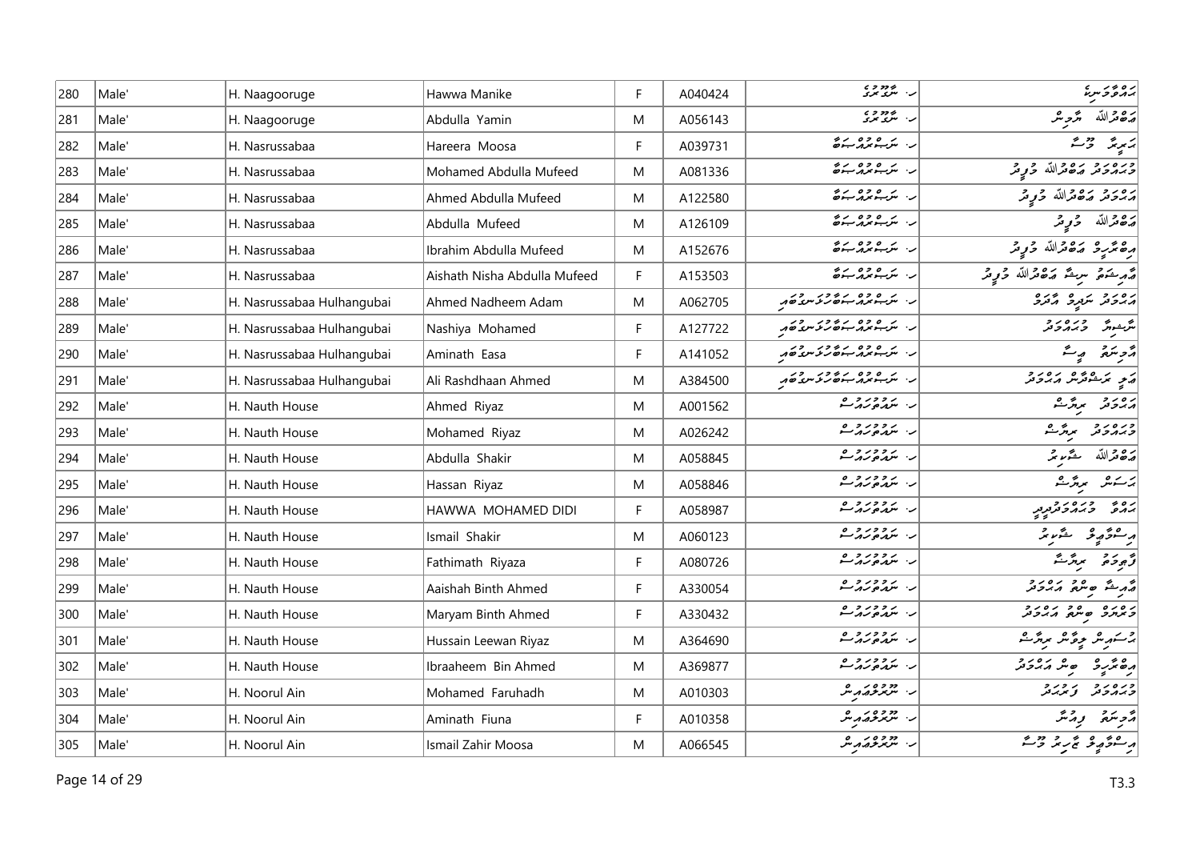| 280 | Male' | H. Naagooruge | Hawwa Manike | F | A040424 | ހ. ނާގޫރުގެ | ހައްވާމަނިކެ |
|---|---|---|---|---|---|---|---|
| 281 | Male' | H. Naagooruge | Abdulla Yamin | M | A056143 | ހ. ނާގޫރުގެ | އަބްދުﷲ ޔާމިން |
| 282 | Male' | H. Nasrussabaa | Hareera Moosa | F | A039731 | ހ. ނަސްރުއްސަބާ | ހަރީރާ މޫސާ |
| 283 | Male' | H. Nasrussabaa | Mohamed Abdulla Mufeed | M | A081336 | ހ. ނަސްރުއްސަބާ | މުހައްމަދު އަބްދުﷲ މުފީދު |
| 284 | Male' | H. Nasrussabaa | Ahmed Abdulla Mufeed | M | A122580 | ހ. ނަސްރުއްސަބާ | އަހްމަދު އަބްދުﷲ މުފީދު |
| 285 | Male' | H. Nasrussabaa | Abdulla Mufeed | M | A126109 | ހ. ނަސްރުއްސަބާ | އަބްދުﷲ މުފީދު |
| 286 | Male' | H. Nasrussabaa | Ibrahim Abdulla Mufeed | M | A152676 | ހ. ނަސްރުއްސަބާ | އިބްރާހީމް އަބްދުﷲ މުފީދު |
| 287 | Male' | H. Nasrussabaa | Aishath Nisha Abdulla Mufeed | F | A153503 | ހ. ނަސްރުއްސަބާ | އާއިޝަތު ނިޝާ އަބްދުﷲ މުފީދު |
| 288 | Male' | H. Nasrussabaa Hulhangubai | Ahmed Nadheem Adam | M | A062705 | ހ. ނަސްރުއްސަބާހުޅަނގުބައި | އަހްމަދު ނަދީމް އާދަމް |
| 289 | Male' | H. Nasrussabaa Hulhangubai | Nashiya Mohamed | F | A127722 | ހ. ނަސްރުއްސަބާހުޅަނގުބައި | ނާޝިޔާ މުހައްމަދު |
| 290 | Male' | H. Nasrussabaa Hulhangubai | Aminath Easa | F | A141052 | ހ. ނަސްރުއްސަބާހުޅަނގުބައި | އާމިނަތު ޢީސާ |
| 291 | Male' | H. Nasrussabaa Hulhangubai | Ali Rashdhaan Ahmed | M | A384500 | ހ. ނަސްރުއްސަބާހުޅަނގުބައި | ޢަލީ ރަޝްދާން އަހްމަދު |
| 292 | Male' | H. Nauth House | Ahmed Riyaz | M | A001562 | ހ. ނައުތުހައުސް | އަހްމަދު ރިޔާޒް |
| 293 | Male' | H. Nauth House | Mohamed Riyaz | M | A026242 | ހ. ނައުތުހައުސް | މުހައްމަދު ރިޔާޒް |
| 294 | Male' | H. Nauth House | Abdulla Shakir | M | A058845 | ހ. ނައުތުހައުސް | އަބްދުﷲ ޝާކިރު |
| 295 | Male' | H. Nauth House | Hassan Riyaz | M | A058846 | ހ. ނައުތުހައުސް | ހަސަން ރިޔާޒް |
| 296 | Male' | H. Nauth House | HAWWA MOHAMED DIDI | F | A058987 | ހ. ނައުތުހައުސް | ހައްވާ މުހައްމަދުދީދީ |
| 297 | Male' | H. Nauth House | Ismail Shakir | M | A060123 | ހ. ނައުތުހައުސް | އިސްމާޢީލް ޝާކިރު |
| 298 | Male' | H. Nauth House | Fathimath Riyaza | F | A080726 | ހ. ނައުތުހައުސް | ފާތިމަތު ރިޔާޒާ |
| 299 | Male' | H. Nauth House | Aaishah Binth Ahmed | F | A330054 | ހ. ނައުތުހައުސް | އާއިޝާ ބިންތު އަހްމަދު |
| 300 | Male' | H. Nauth House | Maryam Binth Ahmed | F | A330432 | ހ. ނައުތުހައުސް | މަރްޔަމް ބިންތު އަހްމަދު |
| 301 | Male' | H. Nauth House | Hussain Leewan Riyaz | M | A364690 | ހ. ނައުތުހައުސް | ހުސައިން ލީވާން ރިޔާޒް |
| 302 | Male' | H. Nauth House | Ibraaheem Bin Ahmed | M | A369877 | ހ. ނައުތުހައުސް | އިބްރާހީމް ބިން އަހްމަދު |
| 303 | Male' | H. Noorul Ain | Mohamed Faruhadh | M | A010303 | ހ. ނޫރުލްއައިން | މުހައްމަދު ފަރުހަދު |
| 304 | Male' | H. Noorul Ain | Aminath Fiuna | F | A010358 | ހ. ނޫރުލްއައިން | އާމިނަތު ފިއުނާ |
| 305 | Male' | H. Noorul Ain | Ismail Zahir Moosa | M | A066545 | ހ. ނޫރުލްއައިން | އިސްމާޢީލް ޒާހިރު މޫސާ |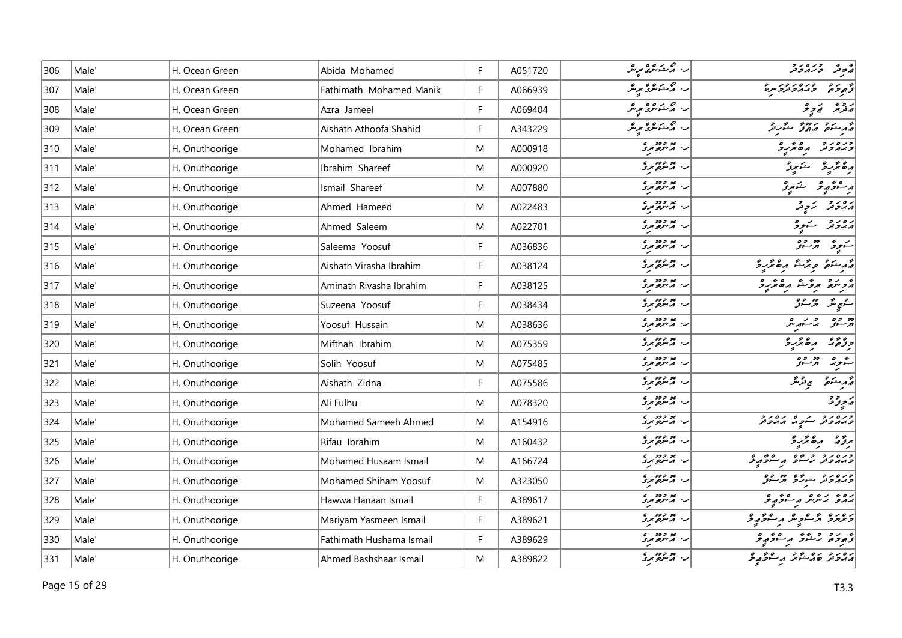| 306 | Male' | H. Ocean Green | Abida Mohamed | F | A051720 | ހ. އޯޝަންގްރީން | އާބިދާ މުޙައްމަދު |
|---|---|---|---|---|---|---|---|
| 307 | Male' | H. Ocean Green | Fathimath Mohamed Manik | F | A066939 | ހ. އޯޝަންގްރީން | ފާތިމަތު މުޙައްމަދުމަނިކު |
| 308 | Male' | H. Ocean Green | Azra Jameel | F | A069404 | ހ. އޯޝަންގްރީން | އަޒްރާ ޖަމީލް |
| 309 | Male' | H. Ocean Green | Aishath Athoofa Shahid | F | A343229 | ހ. އޯޝަންގްރީން | އާއިޝަތު އަތޫފާ ޝާހިދު |
| 310 | Male' | H. Onuthoorige | Mohamed Ibrahim | M | A000918 | ހ. އޮނުތޫރިގެ | މުޙައްމަދު އިބްރާހީމް |
| 311 | Male' | H. Onuthoorige | Ibrahim Shareef | M | A000920 | ހ. އޮނުތޫރިގެ | އިބްރާހީމް ޝަރީފް |
| 312 | Male' | H. Onuthoorige | Ismail Shareef | M | A007880 | ހ. އޮނުތޫރިގެ | އިސްމާއީލް ޝަރީފް |
| 313 | Male' | H. Onuthoorige | Ahmed Hameed | M | A022483 | ހ. އޮނުތޫރިގެ | އަޙްމަދު ހަމީދު |
| 314 | Male' | H. Onuthoorige | Ahmed Saleem | M | A022701 | ހ. އޮނުތޫރިގެ | އަޙްމަދު ސަލީމް |
| 315 | Male' | H. Onuthoorige | Saleema Yoosuf | F | A036836 | ހ. އޮނުތޫރިގެ | ސަލީމާ ޔޫސުފް |
| 316 | Male' | H. Onuthoorige | Aishath Virasha Ibrahim | F | A038124 | ހ. އޮނުތޫރިގެ | އާއިޝަތު ވިރާޝާ އިބްރާހީމް |
| 317 | Male' | H. Onuthoorige | Aminath Rivasha Ibrahim | F | A038125 | ހ. އޮނުތޫރިގެ | އާމިނަތު ރިވާޝާ އިބްރާހީމް |
| 318 | Male' | H. Onuthoorige | Suzeena Yoosuf | F | A038434 | ހ. އޮނުތޫރިގެ | ސުޒީނާ ޔޫސުފް |
| 319 | Male' | H. Onuthoorige | Yoosuf Hussain | M | A038636 | ހ. އޮނުތޫރިގެ | ޔޫސުފް ހުސައިން |
| 320 | Male' | H. Onuthoorige | Mifthah Ibrahim | M | A075359 | ހ. އޮނުތޫރިގެ | މިފްތާހު އިބްރާހީމް |
| 321 | Male' | H. Onuthoorige | Solih Yoosuf | M | A075485 | ހ. އޮނުތޫރިގެ | ސާލިހު ޔޫސުފް |
| 322 | Male' | H. Onuthoorige | Aishath Zidna | F | A075586 | ހ. އޮނުތޫރިގެ | އާއިޝަތު ޒިދްނާ |
| 323 | Male' | H. Onuthoorige | Ali Fulhu | M | A078320 | ހ. އޮނުތޫރިގެ | އަލިފުޅު |
| 324 | Male' | H. Onuthoorige | Mohamed Sameeh Ahmed | M | A154916 | ހ. އޮނުތޫރިގެ | މުޙައްމަދު ސަމީހް އަޙްމަދު |
| 325 | Male' | H. Onuthoorige | Rifau Ibrahim | M | A160432 | ހ. އޮނުތޫރިގެ | ރިފާއު އިބްރާހީމް |
| 326 | Male' | H. Onuthoorige | Mohamed Husaam Ismail | M | A166724 | ހ. އޮނުތޫރިގެ | މުޙައްމަދު ހުސާމް އިސްމާއީލް |
| 327 | Male' | H. Onuthoorige | Mohamed Shiham Yoosuf | M | A323050 | ހ. އޮނުތޫރިގެ | މުޙައްމަދު ޝިހާމް ޔޫސުފް |
| 328 | Male' | H. Onuthoorige | Hawwa Hanaan Ismail | F | A389617 | ހ. އޮނުތޫރިގެ | ޙައްވާ ހަނާން އިސްމާއީލް |
| 329 | Male' | H. Onuthoorige | Mariyam Yasmeen Ismail | F | A389621 | ހ. އޮނުތޫރިގެ | މަރިޔަމް ޔާސްމީން އިސްމާއީލް |
| 330 | Male' | H. Onuthoorige | Fathimath Hushama Ismail | F | A389629 | ހ. އޮނުތޫރިގެ | ފާތިމަތު ހުޝާމާ އިސްމާއީލް |
| 331 | Male' | H. Onuthoorige | Ahmed Bashshaar Ismail | M | A389822 | ހ. އޮނުތޫރިގެ | އަޙްމަދު ބައްޝާރު އިސްމާއީލް |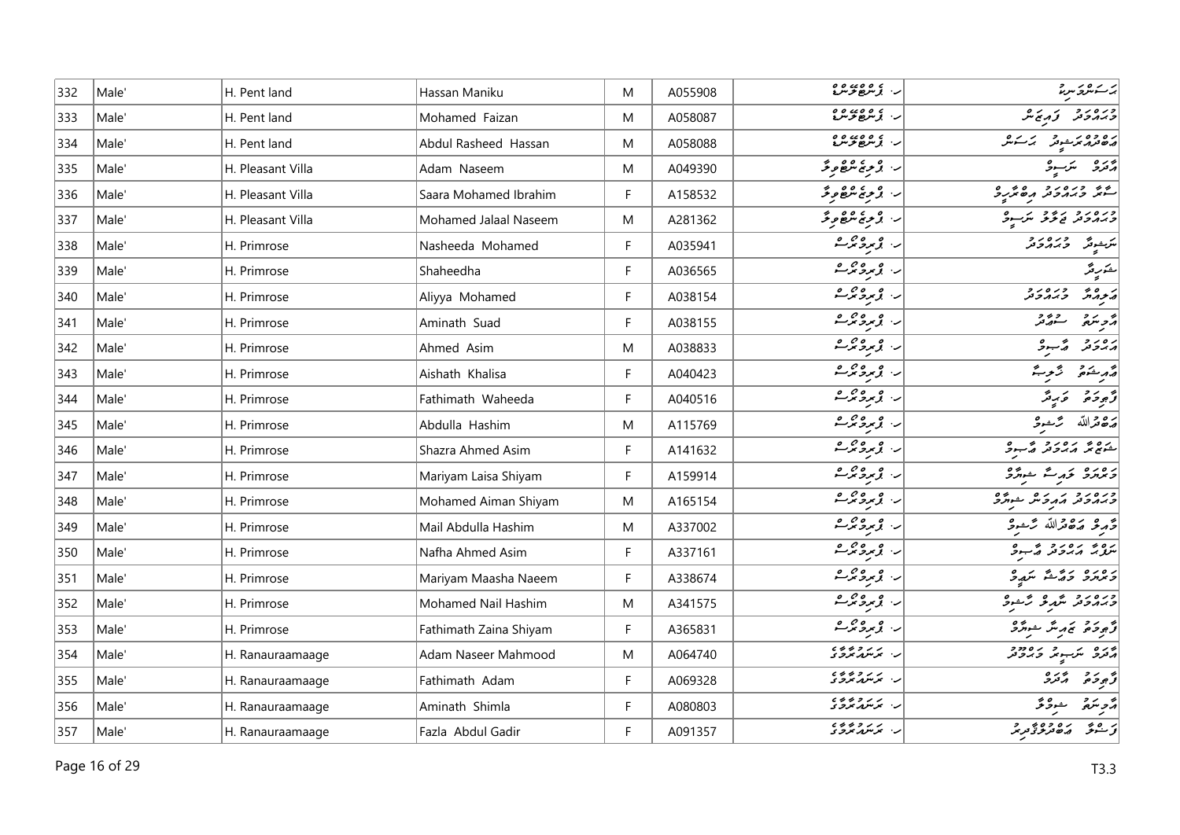| 332 | Male' | H. Pent land | Hassan Maniku | M | A055908 | ހ. ޕެންޓްލޭންޑް | ހަސަންމަނިކު |
|---|---|---|---|---|---|---|---|
| 333 | Male' | H. Pent land | Mohamed Faizan | M | A058087 | ހ. ޕެންޓްލޭންޑް | މުހައްމަދު ފައިޒާން |
| 334 | Male' | H. Pent land | Abdul Rasheed Hassan | M | A058088 | ހ. ޕެންޓްލޭންޑް | އަބްދުއްރަޝީދު ހަސަން |
| 335 | Male' | H. Pleasant Villa | Adam Naseem | M | A049390 | ހ. ޕްލެޒެންޓްވިލާ | އާދަމް ނަސީމް |
| 336 | Male' | H. Pleasant Villa | Saara Mohamed Ibrahim | F | A158532 | ހ. ޕްލެޒެންޓްވިލާ | ސާރާ މުހައްމަދު އިބްރާހީމް |
| 337 | Male' | H. Pleasant Villa | Mohamed Jalaal Naseem | M | A281362 | ހ. ޕްލެޒެންޓްވިލާ | މުހައްމަދު ޖަލާލް ނަސީމް |
| 338 | Male' | H. Primrose | Nasheeda Mohamed | F | A035941 | ހ. ޕްރިމްރޯސް | ނަޝީދާ މުހައްމަދު |
| 339 | Male' | H. Primrose | Shaheedha | F | A036565 | ހ. ޕްރިމްރޯސް | ޝަހީދާ |
| 340 | Male' | H. Primrose | Aliyya Mohamed | F | A038154 | ހ. ޕްރިމްރޯސް | އަލިއްޔާ މުހައްމަދު |
| 341 | Male' | H. Primrose | Aminath Suad | F | A038155 | ހ. ޕްރިމްރޯސް | އާމިނަތު ސުޢާދު |
| 342 | Male' | H. Primrose | Ahmed Asim | M | A038833 | ހ. ޕްރިމްރޯސް | އަހްމަދު އާސިމް |
| 343 | Male' | H. Primrose | Aishath Khalisa | F | A040423 | ހ. ޕްރިމްރޯސް | އާއިޝަތު ޚާލިސާ |
| 344 | Male' | H. Primrose | Fathimath Waheeda | F | A040516 | ހ. ޕްރިމްރޯސް | ފާތިމަތު ވަހީދާ |
| 345 | Male' | H. Primrose | Abdulla Hashim | M | A115769 | ހ. ޕްރިމްރޯސް | އަބްދުﷲ ހާޝިމް |
| 346 | Male' | H. Primrose | Shazra Ahmed Asim | F | A141632 | ހ. ޕްރިމްރޯސް | ޝަޒްރާ އަހްމަދު އާސިމް |
| 347 | Male' | H. Primrose | Mariyam Laisa Shiyam | F | A159914 | ހ. ޕްރިމްރޯސް | މަރިޔަމް ލައިސާ ޝިޔާމް |
| 348 | Male' | H. Primrose | Mohamed Aiman Shiyam | M | A165154 | ހ. ޕްރިމްރޯސް | މުހައްމަދު އައިމަން ޝިޔާމް |
| 349 | Male' | H. Primrose | Mail Abdulla Hashim | M | A337002 | ހ. ޕްރިމްރޯސް | މާއިލް އަބްދުﷲ ހާޝިމް |
| 350 | Male' | H. Primrose | Nafha Ahmed Asim | F | A337161 | ހ. ޕްރިމްރޯސް | ނަފްހާ އަހްމަދު އާސިމް |
| 351 | Male' | H. Primrose | Mariyam Maasha Naeem | F | A338674 | ހ. ޕްރިމްރޯސް | މަރިޔަމް މާއިޝާ ނަޢީމް |
| 352 | Male' | H. Primrose | Mohamed Nail Hashim | M | A341575 | ހ. ޕްރިމްރޯސް | މުހައްމަދު ނާއިލް ހާޝިމް |
| 353 | Male' | H. Primrose | Fathimath Zaina Shiyam | F | A365831 | ހ. ޕްރިމްރޯސް | ފާތިމަތު ޒައިނާ ޝިޔާމް |
| 354 | Male' | H. Ranauraamaage | Adam Naseer Mahmood | M | A064740 | ހ. ރަނައުރާމާގެ | އާދަމް ނަސީރު މަޙްމޫދު |
| 355 | Male' | H. Ranauraamaage | Fathimath Adam | F | A069328 | ހ. ރަނައުރާމާގެ | ފާތިމަތު އާދަމް |
| 356 | Male' | H. Ranauraamaage | Aminath Shimla | F | A080803 | ހ. ރަނައުރާމާގެ | އާމިނަތު ޝިމްލާ |
| 357 | Male' | H. Ranauraamaage | Fazla Abdul Gadir | F | A091357 | ހ. ރަނައުރާމާގެ | ފަޟްލާ އަބްދުލްޤާދިރު |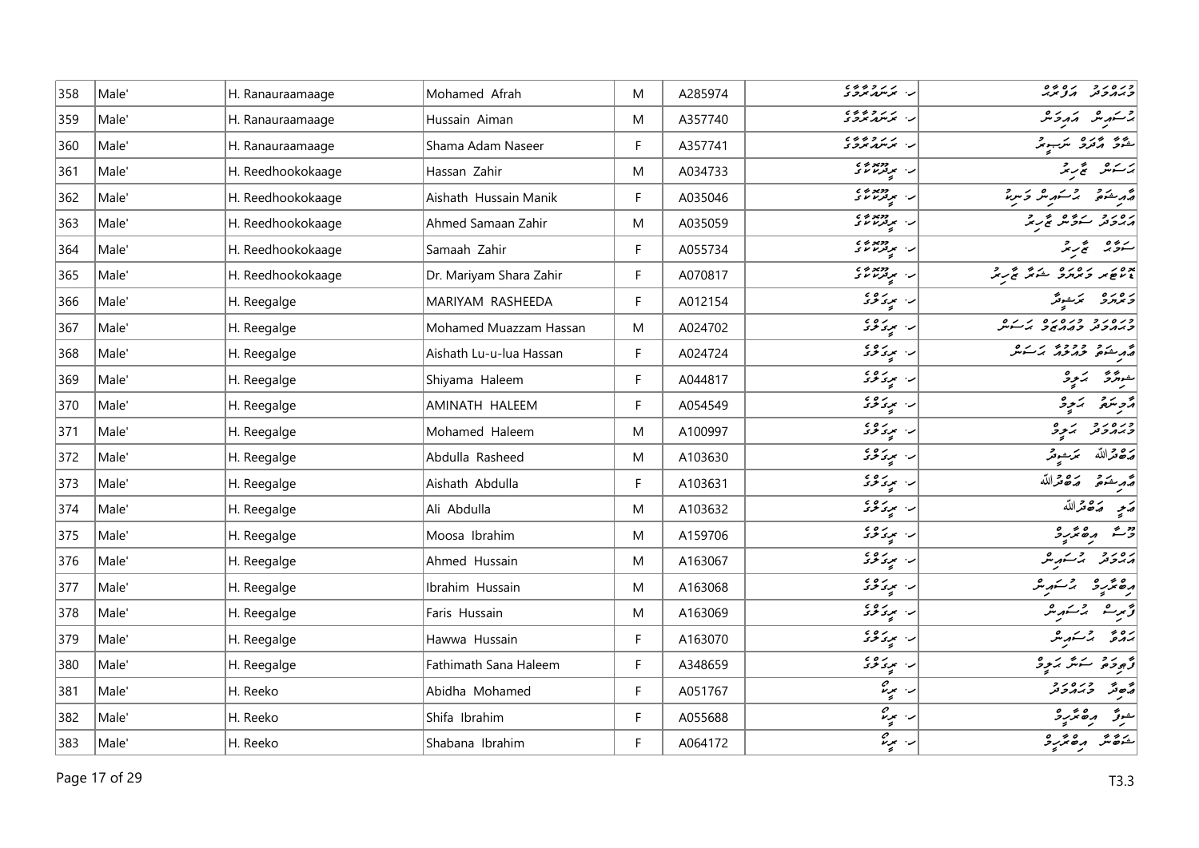| 358 | Male' | H. Ranauraamaage | Mohamed Afrah | M | A285974 | ހ. ރަނައުރާމާގެ | މުހައްމަދު އަފްރާހް |
|---|---|---|---|---|---|---|---|
| 359 | Male' | H. Ranauraamaage | Hussain Aiman | M | A357740 | ހ. ރަނައުރާމާގެ | ހުސައިން އައިމަން |
| 360 | Male' | H. Ranauraamaage | Shama Adam Naseer | F | A357741 | ހ. ރަނައުރާމާގެ | ޝަމާ އާދަމް ނަސީރު |
| 361 | Male' | H. Reedhookokaage | Hassan Zahir | M | A034733 | ހ. ރީދޫކޮކާގެ | ހަސަން ޒާހިރު |
| 362 | Male' | H. Reedhookokaage | Aishath Hussain Manik | F | A035046 | ހ. ރީދޫކޮކާގެ | އައިޝަތު ހުސައިން މަނިކު |
| 363 | Male' | H. Reedhookokaage | Ahmed Samaan Zahir | M | A035059 | ހ. ރީދޫކޮކާގެ | އަހުމަދު ސަމާން ޒާހިރު |
| 364 | Male' | H. Reedhookokaage | Samaah Zahir | F | A055734 | ހ. ރީދޫކޮކާގެ | ސަމާހް ޒާހިރު |
| 365 | Male' | H. Reedhookokaage | Dr. Mariyam Shara Zahir | F | A070817 | ހ. ރީދޫކޮކާގެ | ޑޮކްޓަރ މަރިޔަމް ޝަރާ ޒާހިރު |
| 366 | Male' | H. Reegalge | MARIYAM RASHEEDA | F | A012154 | ހ. ރީގަލްގެ | މަރިޔަމް ރަޝީދާ |
| 367 | Male' | H. Reegalge | Mohamed Muazzam Hassan | M | A024702 | ހ. ރީގަލްގެ | މުހައްމަދު މުއައްޒަމް ހަސަން |
| 368 | Male' | H. Reegalge | Aishath Lu-u-lua Hassan | F | A024724 | ހ. ރީގަލްގެ | އައިޝަތު ލުއުލުއާ ހަސަން |
| 369 | Male' | H. Reegalge | Shiyama Haleem | F | A044817 | ހ. ރީގަލްގެ | ޝިޔާމާ ހަލީމް |
| 370 | Male' | H. Reegalge | AMINATH HALEEM | F | A054549 | ހ. ރީގަލްގެ | އާމިނަތު ހަލީމް |
| 371 | Male' | H. Reegalge | Mohamed Haleem | M | A100997 | ހ. ރީގަލްގެ | މުހައްމަދު ހަލީމް |
| 372 | Male' | H. Reegalge | Abdulla Rasheed | M | A103630 | ހ. ރީގަލްގެ | އަބްދުﷲ ރަޝީދު |
| 373 | Male' | H. Reegalge | Aishath Abdulla | F | A103631 | ހ. ރީގަލްގެ | އައިޝަތު އަބްދުﷲ |
| 374 | Male' | H. Reegalge | Ali Abdulla | M | A103632 | ހ. ރީގަލްގެ | އަލި އަބްދުﷲ |
| 375 | Male' | H. Reegalge | Moosa Ibrahim | M | A159706 | ހ. ރީގަލްގެ | މޫސާ އިބްރާހީމް |
| 376 | Male' | H. Reegalge | Ahmed Hussain | M | A163067 | ހ. ރީގަލްގެ | އަހުމަދު ހުސައިން |
| 377 | Male' | H. Reegalge | Ibrahim Hussain | M | A163068 | ހ. ރީގަލްގެ | އިބްރާހީމް ހުސައިން |
| 378 | Male' | H. Reegalge | Faris Hussain | M | A163069 | ހ. ރީގަލްގެ | ފާރިސް ހުސައިން |
| 379 | Male' | H. Reegalge | Hawwa Hussain | F | A163070 | ހ. ރީގަލްގެ | ހައްވާ ހުސައިން |
| 380 | Male' | H. Reegalge | Fathimath Sana Haleem | F | A348659 | ހ. ރީގަލްގެ | ފާތިމަތު ސަނާ ހަލީމް |
| 381 | Male' | H. Reeko | Abidha Mohamed | F | A051767 | ހ. ރީކޯ | އާބިދާ މުހައްމަދު |
| 382 | Male' | H. Reeko | Shifa Ibrahim | F | A055688 | ހ. ރީކޯ | ޝިފާ އިބްރާހީމް |
| 383 | Male' | H. Reeko | Shabana Ibrahim | F | A064172 | ހ. ރީކޯ | ޝަބާނާ އިބްރާހީމް |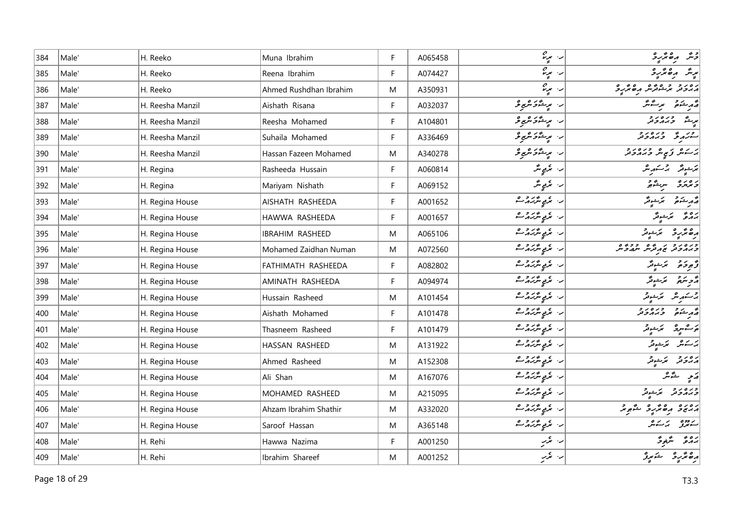| 384 | Male' | H. Reeko | Muna Ibrahim | F | A065458 | ހ. ރީކޯ | މުނާ އިބްރާހީމް |
|---|---|---|---|---|---|---|---|
| 385 | Male' | H. Reeko | Reena Ibrahim | F | A074427 | ހ. ރީކޯ | ރީނާ އިބްރާހީމް |
| 386 | Male' | H. Reeko | Ahmed Rushdhan Ibrahim | M | A350931 | ހ. ރީކޯ | އަހްމަދު ރުޝްދާން އިބްރާހީމް |
| 387 | Male' | H. Reesha Manzil | Aishath Risana | F | A032037 | ހ. ރީޝާމަންޒިލް | އައިޝަތު ރިސާނާ |
| 388 | Male' | H. Reesha Manzil | Reesha Mohamed | F | A104801 | ހ. ރީޝާމަންޒިލް | ރީޝާ މުހައްމަދު |
| 389 | Male' | H. Reesha Manzil | Suhaila Mohamed | F | A336469 | ހ. ރީޝާމަންޒިލް | ސުހައިލާ މުހައްމަދު |
| 390 | Male' | H. Reesha Manzil | Hassan Fazeen Mohamed | M | A340278 | ހ. ރީޝާމަންޒިލް | ހަސަން ފަޒީން މުހައްމަދު |
| 391 | Male' | H. Regina | Rasheeda Hussain | F | A060814 | ހ. ރެޖިނާ | ރަޝީދާ ހުސައިން |
| 392 | Male' | H. Regina | Mariyam Nishath | F | A069152 | ހ. ރެޖިނާ | މަރިޔަމް ނިޝާތު |
| 393 | Male' | H. Regina House | AISHATH RASHEEDA | F | A001652 | ހ. ރެޖިނާހައުސް | އައިޝަތު ރަޝީދާ |
| 394 | Male' | H. Regina House | HAWWA RASHEEDA | F | A001657 | ހ. ރެޖިނާހައުސް | ހައްވާ ރަޝީދާ |
| 395 | Male' | H. Regina House | IBRAHIM RASHEED | M | A065106 | ހ. ރެޖިނާހައުސް | އިބްރާހީމް ރަޝީދު |
| 396 | Male' | H. Regina House | Mohamed Zaidhan Numan | M | A072560 | ހ. ރެޖިނާހައުސް | މުހައްމަދު ޒައިދާން ނުއުމާން |
| 397 | Male' | H. Regina House | FATHIMATH RASHEEDA | F | A082802 | ހ. ރެޖިނާހައުސް | ފާތިމަތު ރަޝީދާ |
| 398 | Male' | H. Regina House | AMINATH RASHEEDA | F | A094974 | ހ. ރެޖިނާހައުސް | އާމިނަތު ރަޝީދާ |
| 399 | Male' | H. Regina House | Hussain Rasheed | M | A101454 | ހ. ރެޖިނާހައުސް | ހުސައިން ރަޝީދު |
| 400 | Male' | H. Regina House | Aishath Mohamed | F | A101478 | ހ. ރެޖިނާހައުސް | އައިޝަތު މުހައްމަދު |
| 401 | Male' | H. Regina House | Thasneem Rasheed | F | A101479 | ހ. ރެޖިނާހައުސް | ތަސްނީމް ރަޝީދު |
| 402 | Male' | H. Regina House | HASSAN RASHEED | M | A131922 | ހ. ރެޖިނާހައުސް | ހަސަން ރަޝީދު |
| 403 | Male' | H. Regina House | Ahmed Rasheed | M | A152308 | ހ. ރެޖިނާހައުސް | އަހްމަދު ރަޝީދު |
| 404 | Male' | H. Regina House | Ali Shan | M | A167076 | ހ. ރެޖިނާހައުސް | އަލި ޝާން |
| 405 | Male' | H. Regina House | MOHAMED RASHEED | M | A215095 | ހ. ރެޖިނާހައުސް | މުހައްމަދު ރަޝީދު |
| 406 | Male' | H. Regina House | Ahzam Ibrahim Shathir | M | A332020 | ހ. ރެޖިނާހައުސް | އަހްޒަމް އިބްރާހީމް ޝާތިރު |
| 407 | Male' | H. Regina House | Saroof Hassan | M | A365148 | ހ. ރެޖިނާހައުސް | ސަރޫފް ހަސަން |
| 408 | Male' | H. Rehi | Hawwa Nazima | F | A001250 | ހ. ރެހި | ހައްވާ ނާޒިމާ |
| 409 | Male' | H. Rehi | Ibrahim Shareef | M | A001252 | ހ. ރެހި | އިބްރާހީމް ޝަރީފު |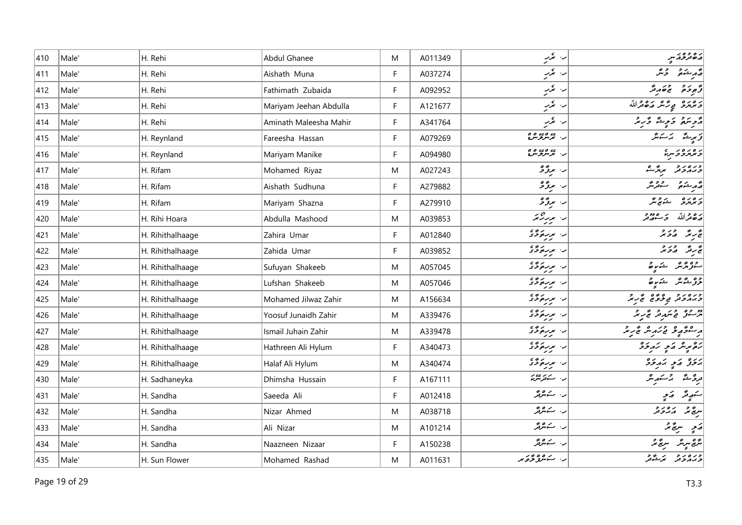| 410 | Male' | H. Rehi | Abdul Ghanee | M | A011349 | ر. عرر | ރަބްދުލްޣަނީ |
|---|---|---|---|---|---|---|---|
| 411 | Male' | H. Rehi | Aishath Muna | F | A037274 | ر. عرر | އައިޝަތު މުނާ |
| 412 | Male' | H. Rehi | Fathimath Zubaida | F | A092952 | ر. عرر | ފާތިމަތު ޒުބައިދާ |
| 413 | Male' | H. Rehi | Mariyam Jeehan Abdulla | F | A121677 | ر. عرر | މަރިޔަމް ޖީހާން އަބްދުﷲ |
| 414 | Male' | H. Rehi | Aminath Maleesha Mahir | F | A341764 | ر. عرر | އާމިނަތު މަލީޝާ މާހިރު |
| 415 | Male' | H. Reynland | Fareesha Hassan | F | A079269 | ر. ރޭންލޭންޑް | ފަރީޝާ ހަސަން |
| 416 | Male' | H. Reynland | Mariyam Manike | F | A094980 | ر. ރޭންލޭންޑް | މަރިޔަމްމަނިކެ |
| 417 | Male' | H. Rifam | Mohamed Riyaz | M | A027243 | ر. ރިފާމް | މުހައްމަދު ރިޔާޒް |
| 418 | Male' | H. Rifam | Aishath Sudhuna | F | A279882 | ر. ރިފާމް | އައިޝަތު ސުދޫނާ |
| 419 | Male' | H. Rifam | Mariyam Shazna | F | A279910 | ر. ރިފާމް | މަރިޔަމް ޝަޒްނާ |
| 420 | Male' | H. Rihi Hoara | Abdulla Mashood | M | A039853 | ر. ރިހިހޯރާ | އަބްދުﷲ މަޝްހޫދު |
| 421 | Male' | H. Rihithalhaage | Zahira Umar | F | A012840 | ر. ރިހިތަޅާގެ | ޒާހިރާ އުމަރު |
| 422 | Male' | H. Rihithalhaage | Zahida Umar | F | A039852 | ر. ރިހިތަޅާގެ | ޒާހިދާ އުމަރު |
| 423 | Male' | H. Rihithalhaage | Sufuyan Shakeeb | M | A057045 | ر. ރިހިތަޅާގެ | ސުފުޔާން ޝަކީބު |
| 424 | Male' | H. Rihithalhaage | Lufshan Shakeeb | M | A057046 | ر. ރިހިތަޅާގެ | ލުފްޝާން ޝަކީބު |
| 425 | Male' | H. Rihithalhaage | Mohamed Jilwaz Zahir | M | A156634 | ر. ރިހިތަޅާގެ | މުހައްމަދު ޖިލްވާޒް ޒާހިރު |
| 426 | Male' | H. Rihithalhaage | Yoosuf Junaidh Zahir | M | A339476 | ر. ރިހިތަޅާގެ | ޔޫސުފް ޖުނައިދު ޒާހިރު |
| 427 | Male' | H. Rihithalhaage | Ismail Juhain Zahir | M | A339478 | ر. ރިހިތަޅާގެ | އިސްމާއީލް ޖުހައިން ޒާހިރު |
| 428 | Male' | H. Rihithalhaage | Hathreen Ali Hylum | F | A340473 | ر. ރިހިތަޅާގެ | ހަތްރީން އަލި ހައިލަމް |
| 429 | Male' | H. Rihithalhaage | Halaf Ali Hylum | M | A340474 | ر. ރިހިތަޅާގެ | ހަލަފް އަލި ހައިލަމް |
| 430 | Male' | H. Sadhaneyka | Dhimsha Hussain | F | A167111 | ر. ސަދަނޭކަ | ދިމްޝާ ހުސައިން |
| 431 | Male' | H. Sandha | Saeeda Ali | F | A012418 | ر. ސަންދާ | ސައީދާ އަލި |
| 432 | Male' | H. Sandha | Nizar Ahmed | M | A038718 | ر. ސަންދާ | ނިޒާރު އަޙްމަދު |
| 433 | Male' | H. Sandha | Ali Nizar | M | A101214 | ر. ސަންދާ | އަލި ނިޒާރު |
| 434 | Male' | H. Sandha | Naazneen Nizaar | F | A150238 | ر. ސަންދާ | ނާޒްނީން ނިޒާރު |
| 435 | Male' | H. Sun Flower | Mohamed Rashad | M | A011631 | ر. ސަންފްލަވަރ | މުހައްމަދު ރަޝާދު |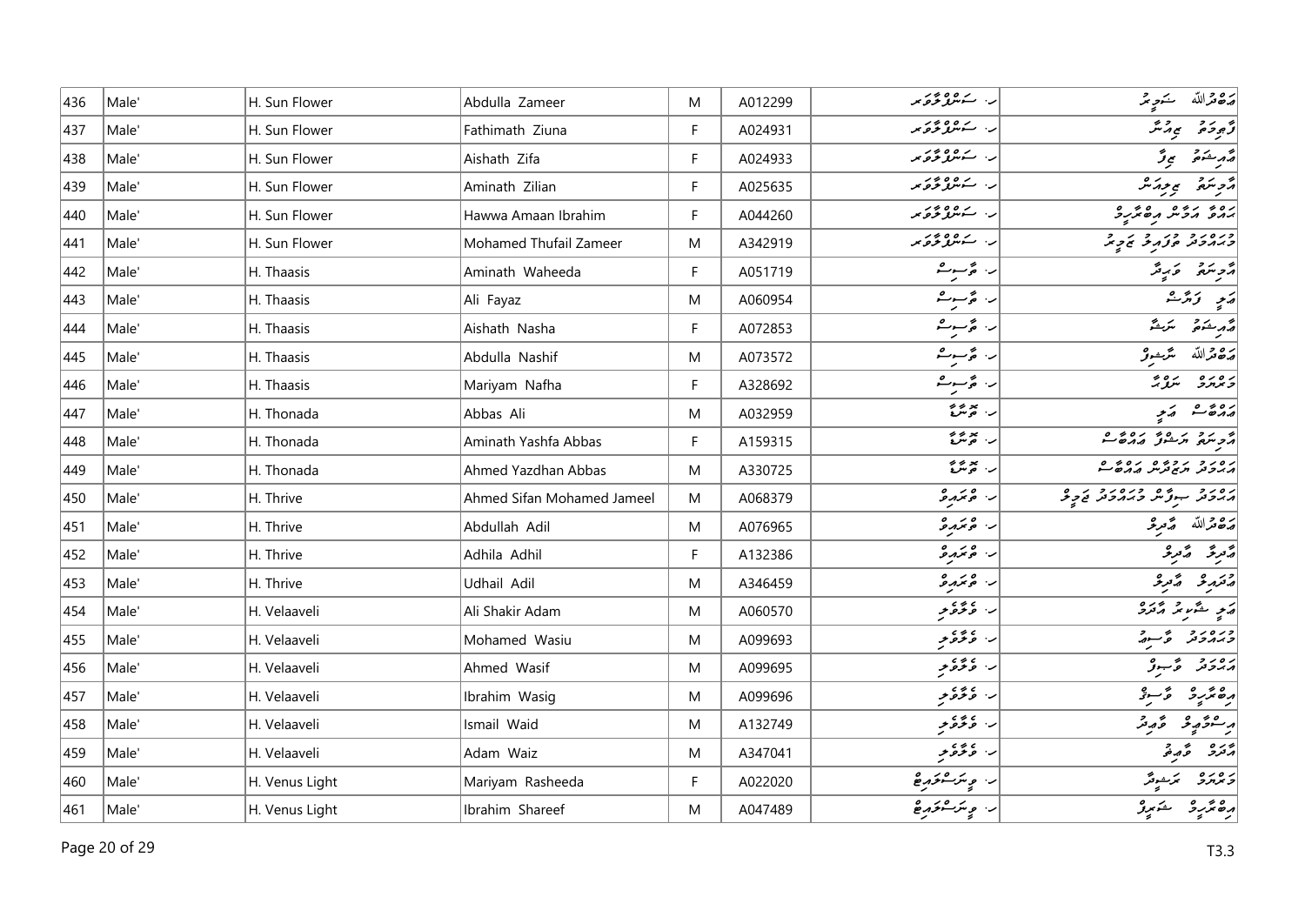| 436 | Male' | H. Sun Flower | Abdulla Zameer | M | A012299 | ހ. ސަންފްލަވަރ | އަބްދުﷲ ޒަމީރު |
|---|---|---|---|---|---|---|---|
| 437 | Male' | H. Sun Flower | Fathimath Ziuna | F | A024931 | ހ. ސަންފްލަވަރ | ފާތިމަތު ޒިއުނާ |
| 438 | Male' | H. Sun Flower | Aishath Zifa | F | A024933 | ހ. ސަންފްލަވަރ | އާއިޝަތު ޒިފާ |
| 439 | Male' | H. Sun Flower | Aminath Zilian | F | A025635 | ހ. ސަންފްލަވަރ | އާމިނަތު ޒިލިއަން |
| 440 | Male' | H. Sun Flower | Hawwa Amaan Ibrahim | F | A044260 | ހ. ސަންފްލަވަރ | ހައްވާ އަމާން އިބްރާހީމް |
| 441 | Male' | H. Sun Flower | Mohamed Thufail Zameer | M | A342919 | ހ. ސަންފްލަވަރ | މުހައްމަދު ތުފައިލް ޒަމީރު |
| 442 | Male' | H. Thaasis | Aminath Waheeda | F | A051719 | ހ. ތާސިސް | އާމިނަތު ވަހީދާ |
| 443 | Male' | H. Thaasis | Ali Fayaz | M | A060954 | ހ. ތާސިސް | އަލި ފައްޔާޒް |
| 444 | Male' | H. Thaasis | Aishath Nasha | F | A072853 | ހ. ތާސިސް | އާއިޝަތު ނަޝާ |
| 445 | Male' | H. Thaasis | Abdulla Nashif | M | A073572 | ހ. ތާސިސް | އަބްދުﷲ ނާޝިފު |
| 446 | Male' | H. Thaasis | Mariyam Nafha | F | A328692 | ހ. ތާސިސް | މަރިޔަމް ނަފްހާ |
| 447 | Male' | H. Thonada | Abbas Ali | M | A032959 | ހ. ތޮނަޑާ | އައްބާސް އަލި |
| 448 | Male' | H. Thonada | Aminath Yashfa Abbas | F | A159315 | ހ. ތޮނަޑާ | އާމިނަތު ޔަޝްފާ އައްބާސް |
| 449 | Male' | H. Thonada | Ahmed Yazdhan Abbas | M | A330725 | ހ. ތޮނަޑާ | އަހްމަދު ޔަޒްދާން އައްބާސް |
| 450 | Male' | H. Thrive | Ahmed Sifan Mohamed Jameel | M | A068379 | ހ. ތްރައިވް | އަހްމަދު ސިފާން މުހައްމަދު ޖަމީލް |
| 451 | Male' | H. Thrive | Abdullah Adil | M | A076965 | ހ. ތްރައިވް | އަބްދުﷲ އާދިލް |
| 452 | Male' | H. Thrive | Adhila Adhil | F | A132386 | ހ. ތްރައިވް | އާދިލާ އާދިލް |
| 453 | Male' | H. Thrive | Udhail Adil | M | A346459 | ހ. ތްރައިވް | އުދައިލް އާދިލް |
| 454 | Male' | H. Velaaveli | Ali Shakir Adam | M | A060570 | ހ. ވެލާވެލި | އަލި ޝާކިރު އާދަމް |
| 455 | Male' | H. Velaaveli | Mohamed Wasiu | M | A099693 | ހ. ވެލާވެލި | މުހައްމަދު ވާސިއު |
| 456 | Male' | H. Velaaveli | Ahmed Wasif | M | A099695 | ހ. ވެލާވެލި | އަހްމަދު ވާސިފް |
| 457 | Male' | H. Velaaveli | Ibrahim Wasig | M | A099696 | ހ. ވެލާވެލި | އިބްރާހީމް ވާސިގު |
| 458 | Male' | H. Velaaveli | Ismail Waid | M | A132749 | ހ. ވެލާވެލި | އިސްމާއިލް ވާއިދު |
| 459 | Male' | H. Velaaveli | Adam Waiz | M | A347041 | ހ. ވެލާވެލި | އާދަމް ވާއިޒް |
| 460 | Male' | H. Venus Light | Mariyam Rasheeda | F | A022020 | ހ. ވީނަސްލައިޓް | މަރިޔަމް ރަޝީދާ |
| 461 | Male' | H. Venus Light | Ibrahim Shareef | M | A047489 | ހ. ވީނަސްލައިޓް | އިބްރާހީމް ޝަރީފް |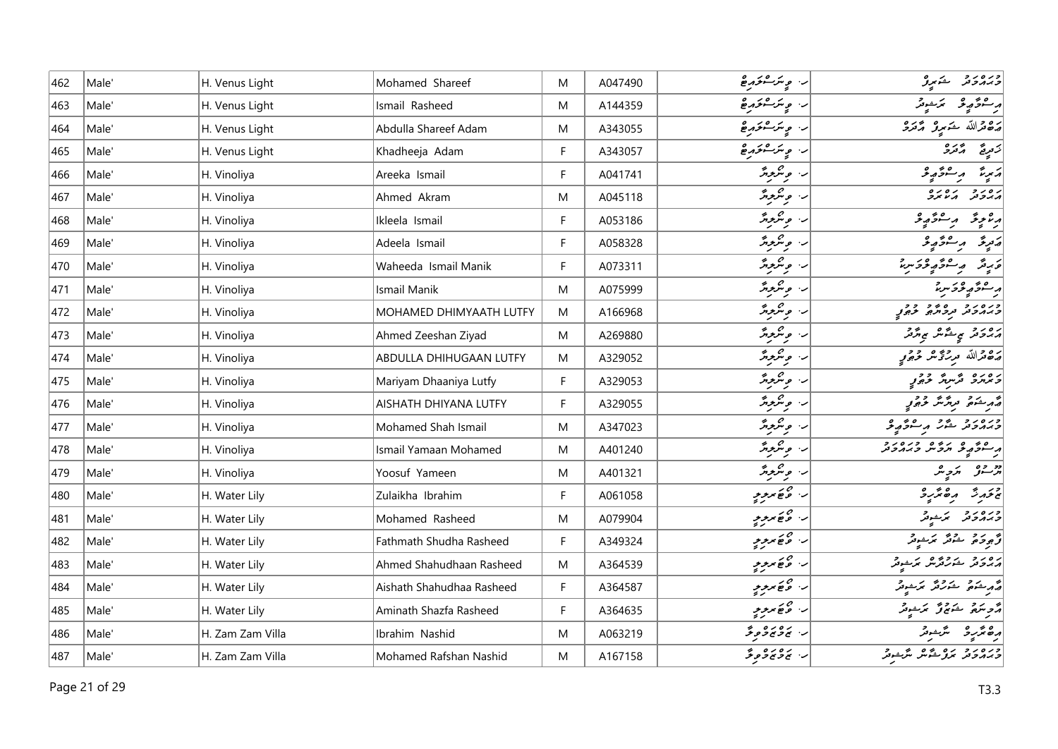| 462 | Male' | H. Venus Light | Mohamed Shareef | M | A047490 | ހ. ވީނަސްލައިޓް | މުހައްމަދު ޝަރީފު |
|---|---|---|---|---|---|---|---|
| 463 | Male' | H. Venus Light | Ismail Rasheed | M | A144359 | ހ. ވީނަސްލައިޓް | އިސްމާއީލް ރަޝީދު |
| 464 | Male' | H. Venus Light | Abdulla Shareef Adam | M | A343055 | ހ. ވީނަސްލައިޓް | އަބްދުﷲ ޝަރީފު އާދަމް |
| 465 | Male' | H. Venus Light | Khadheeja Adam | F | A343057 | ހ. ވީނަސްލައިޓް | ޚަދީޖާ އާދަމް |
| 466 | Male' | H. Vinoliya | Areeka Ismail | F | A041741 | ހ. ވިނޮލިއާ | އަރީކާ އިސްމާއީލް |
| 467 | Male' | H. Vinoliya | Ahmed Akram | M | A045118 | ހ. ވިނޮލިއާ | އަޙްމަދު އަކްރަމް |
| 468 | Male' | H. Vinoliya | Ikleela Ismail | F | A053186 | ހ. ވިނޮލިއާ | އިކްލީލާ އިސްމާއީލް |
| 469 | Male' | H. Vinoliya | Adeela Ismail | F | A058328 | ހ. ވިނޮލިއާ | އަދީލާ އިސްމާއީލް |
| 470 | Male' | H. Vinoliya | Waheeda Ismail Manik | F | A073311 | ހ. ވިނޮލިއާ | ވަހީދާ އިސްމާއީލްމަނިކު |
| 471 | Male' | H. Vinoliya | Ismail Manik | M | A075999 | ހ. ވިނޮލިއާ | އިސްމާއީލްމަނިކު |
| 472 | Male' | H. Vinoliya | MOHAMED DHIMYAATH LUTFY | M | A166968 | ހ. ވިނޮލިއާ | މުހައްމަދު ދިމްޔާތު ލުތުފީ |
| 473 | Male' | H. Vinoliya | Ahmed Zeeshan Ziyad | M | A269880 | ހ. ވިނޮލިއާ | އަހްމަދު ޒީޝާން ޒިޔާދު |
| 474 | Male' | H. Vinoliya | ABDULLA DHIHUGAAN LUTFY | M | A329052 | ހ. ވިނޮލިއާ | އަބްދުﷲ ދިހުގާން ލުތުފީ |
| 475 | Male' | H. Vinoliya | Mariyam Dhaaniya Lutfy | F | A329053 | ހ. ވިނޮލިއާ | މަރިޔަމް ދާނިޔާ ލުތުފީ |
| 476 | Male' | H. Vinoliya | AISHATH DHIYANA LUTFY | F | A329055 | ހ. ވިނޮލިއާ | އައިޝަތު ދިޔާނާ ލުތުފީ |
| 477 | Male' | H. Vinoliya | Mohamed Shah Ismail | M | A347023 | ހ. ވިނޮލިއާ | މުހައްމަދު ޝާހު އިސްމާއީލް |
| 478 | Male' | H. Vinoliya | Ismail Yamaan Mohamed | M | A401240 | ހ. ވިނޮލިއާ | އިސްމާއީލް ޔަމާން މުހައްމަދު |
| 479 | Male' | H. Vinoliya | Yoosuf Yameen | M | A401321 | ހ. ވިނޮލިއާ | ޔޫސުފް ޔަމީން |
| 480 | Male' | H. Water Lily | Zulaikha Ibrahim | F | A061058 | ހ. ވޯޓަރލިލީ | ޒުލައިހާ އިބްރާހީމް |
| 481 | Male' | H. Water Lily | Mohamed Rasheed | M | A079904 | ހ. ވޯޓަރލިލީ | މުހައްމަދު ރަޝީދު |
| 482 | Male' | H. Water Lily | Fathmath Shudha Rasheed | F | A349324 | ހ. ވޯޓަރލިލީ | ފާތިމަތު ޝުދާ ރަޝީދު |
| 483 | Male' | H. Water Lily | Ahmed Shahudhaan Rasheed | M | A364539 | ހ. ވޯޓަރލިލީ | އަހްމަދު ޝަހުދާން ރަޝީދު |
| 484 | Male' | H. Water Lily | Aishath Shahudhaa Rasheed | F | A364587 | ހ. ވޯޓަރލިލީ | އާއިޝަތު ޝަހުދާ ރަޝީދު |
| 485 | Male' | H. Water Lily | Aminath Shazfa Rasheed | F | A364635 | ހ. ވޯޓަރލިލީ | އާމިނަތު ޝަޒްފާ ރަޝީދު |
| 486 | Male' | H. Zam Zam Villa | Ibrahim Nashid | M | A063219 | ހ. ޒަމްޒަމްވިލާ | އިބްރާހީމް ނާޝިދު |
| 487 | Male' | H. Zam Zam Villa | Mohamed Rafshan Nashid | M | A167158 | ހ. ޒަމްޒަމްވިލާ | މުހައްމަދު ރަފްޝާން ނާޝިދު |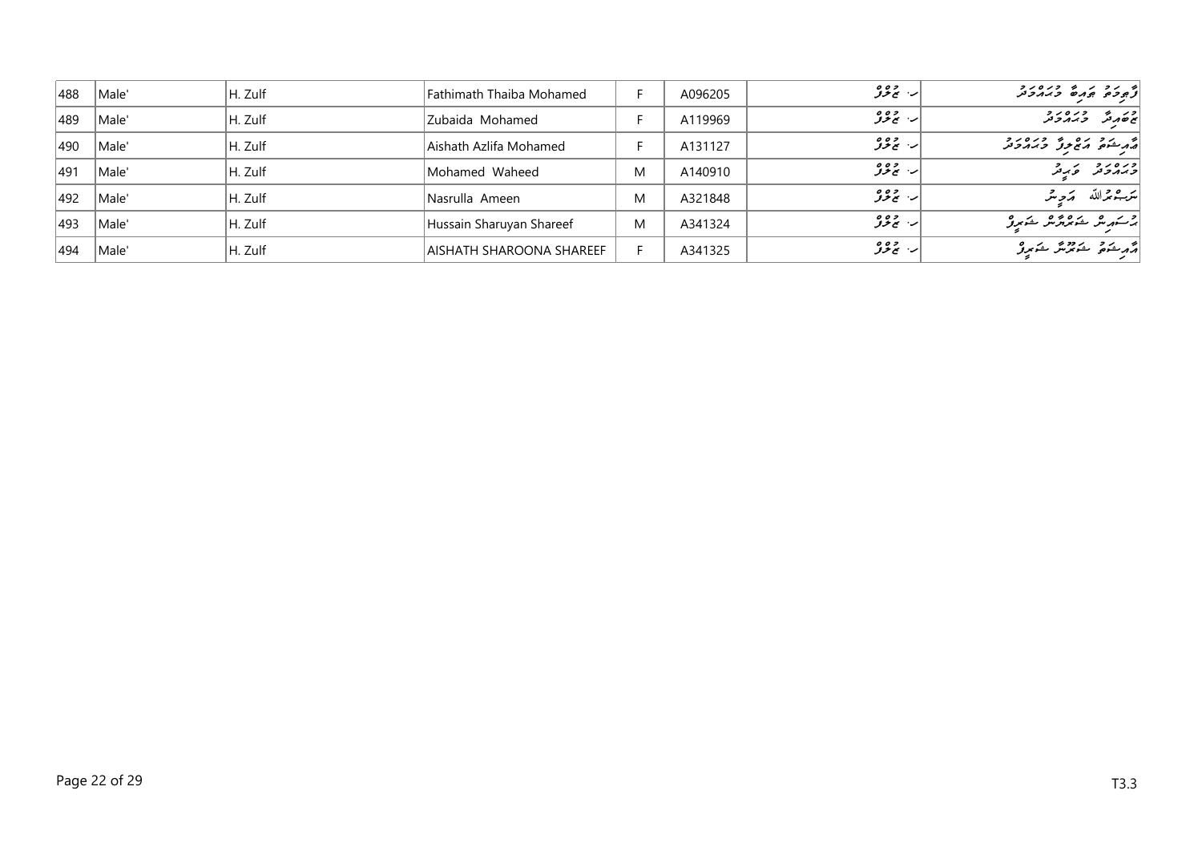| 488 | Male' | H. Zulf | Fathimath Thaiba Mohamed | F | A096205 | ހ. ޒުލްފް | ފާތިމަތު ތައިބާ މުޙައްމަދު |
|---|---|---|---|---|---|---|---|
| 489 | Male' | H. Zulf | Zubaida Mohamed | F | A119969 | ހ. ޒުލްފް | ޒުބައިދާ މުޙައްމަދު |
| 490 | Male' | H. Zulf | Aishath Azlifa Mohamed | F | A131127 | ހ. ޒުލްފް | އާއިޝަތު އަޒްލިފާ މުޙައްމަދު |
| 491 | Male' | H. Zulf | Mohamed Waheed | M | A140910 | ހ. ޒުލްފް | މުޙައްމަދު ވަޙީދު |
| 492 | Male' | H. Zulf | Nasrulla Ameen | M | A321848 | ހ. ޒުލްފް | ނަޞްރުﷲ އަމީން |
| 493 | Male' | H. Zulf | Hussain Sharuyan Shareef | M | A341324 | ހ. ޒުލްފް | ޙުސައިން ޝަރުޔާން ޝަރީފް |
| 494 | Male' | H. Zulf | AISHATH SHAROONA SHAREEF | F | A341325 | ހ. ޒުލްފް | އާއިޝަތު ޝަރޫނާ ޝަރީފް |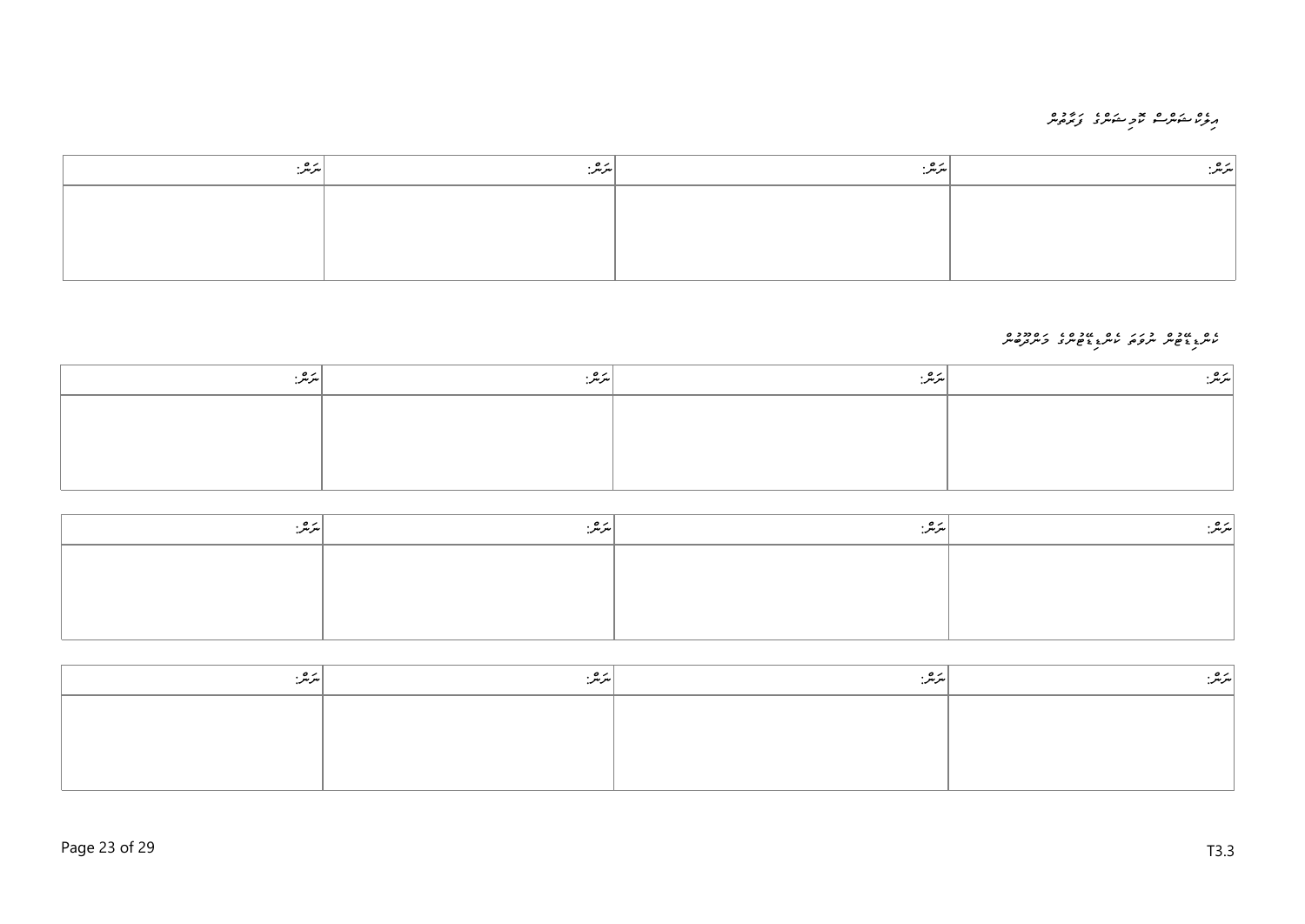# ރިވެށް ސަރުކާރުގެ ވަޒީފާ

| ނަން: | ނަން: | ނަން: | ނަން: |
|---|---|---|---|
| | | | |

# ކުންފުނީގެ ނުވަތަ އަންހެނުންގެ ޖަމްޢިއްޔާ

| ނަން: | ނަން: | ނަން: | ނަން: |
|---|---|---|---|
| | | | |

| ނަން: | ނަން: | ނަން: | ނަން: |
|---|---|---|---|
| | | | |

| ނަން: | ނަން: | ނަން: | ނަން: |
|---|---|---|---|
| | | | |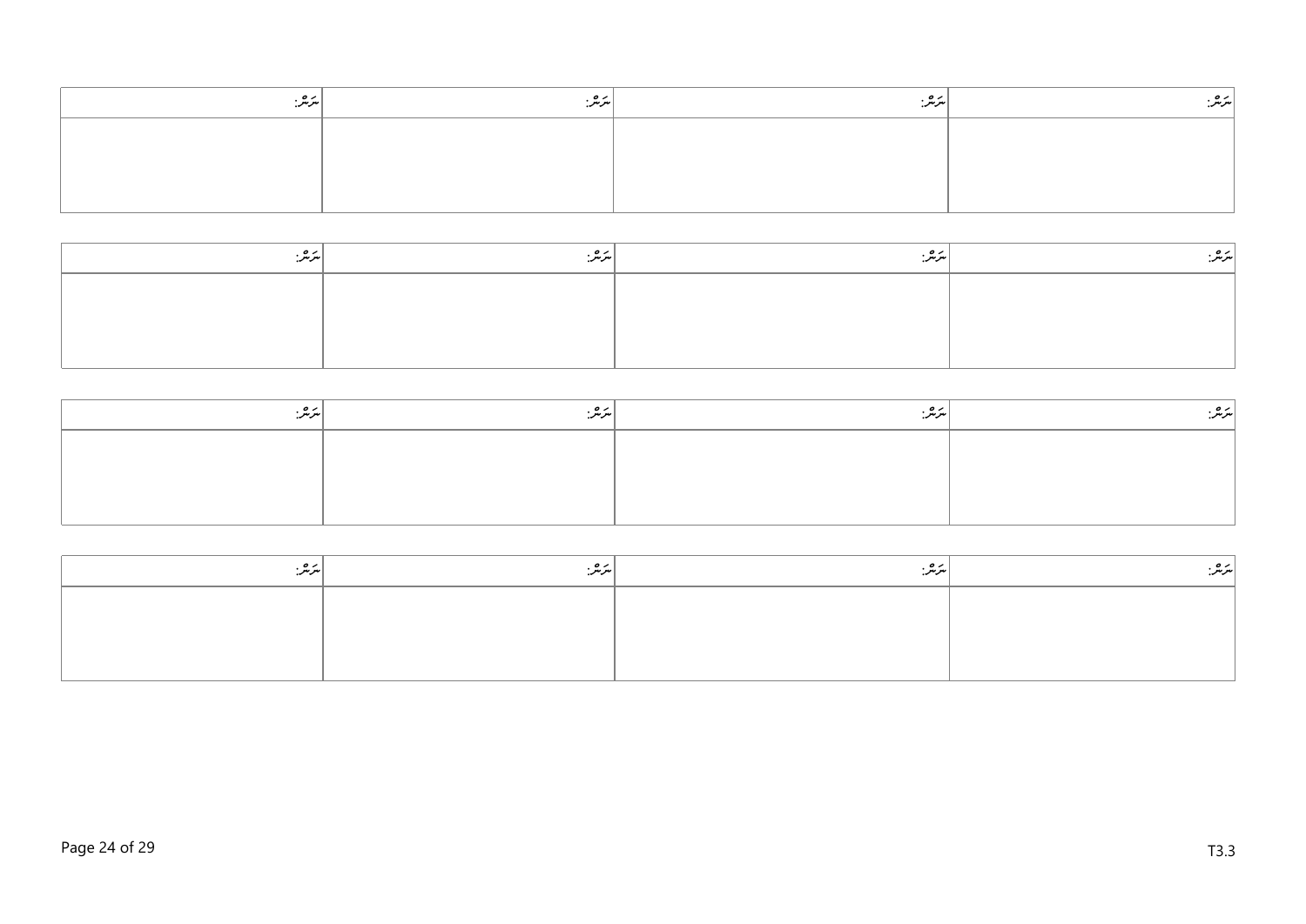| ނަންބަރު: | ނަންބަރު: | ނަންބަރު: | ނަންބަރު: |
| --- | --- | --- | --- |
| | | | |

| ނަންބަރު: | ނަންބަރު: | ނަންބަރު: | ނަންބަރު: |
| --- | --- | --- | --- |
| | | | |

| ނަންބަރު: | ނަންބަރު: | ނަންބަރު: | ނަންބަރު: |
| --- | --- | --- | --- |
| | | | |

| ނަންބަރު: | ނަންބަރު: | ނަންބަރު: | ނަންބަރު: |
| --- | --- | --- | --- |
| | | | |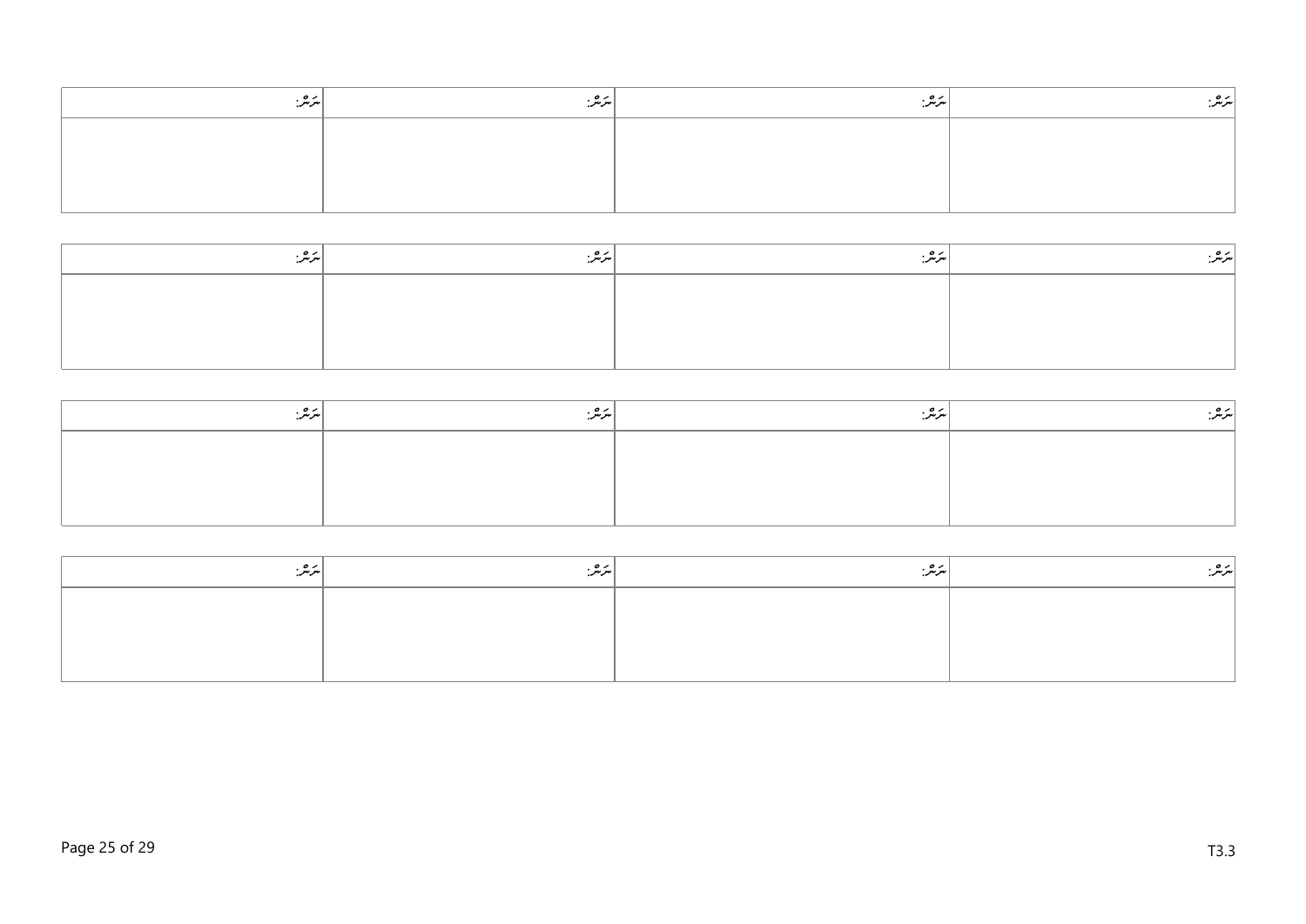| ނަންބަރު: | ނަންބަރު: | ނަންބަރު: | ނަންބަރު: |
| --- | --- | --- | --- |
| | | | |

| ނަންބަރު: | ނަންބަރު: | ނަންބަރު: | ނަންބަރު: |
| --- | --- | --- | --- |
| | | | |

| ނަންބަރު: | ނަންބަރު: | ނަންބަރު: | ނަންބަރު: |
| --- | --- | --- | --- |
| | | | |

| ނަންބަރު: | ނަންބަރު: | ނަންބަރު: | ނަންބަރު: |
| --- | --- | --- | --- |
| | | | |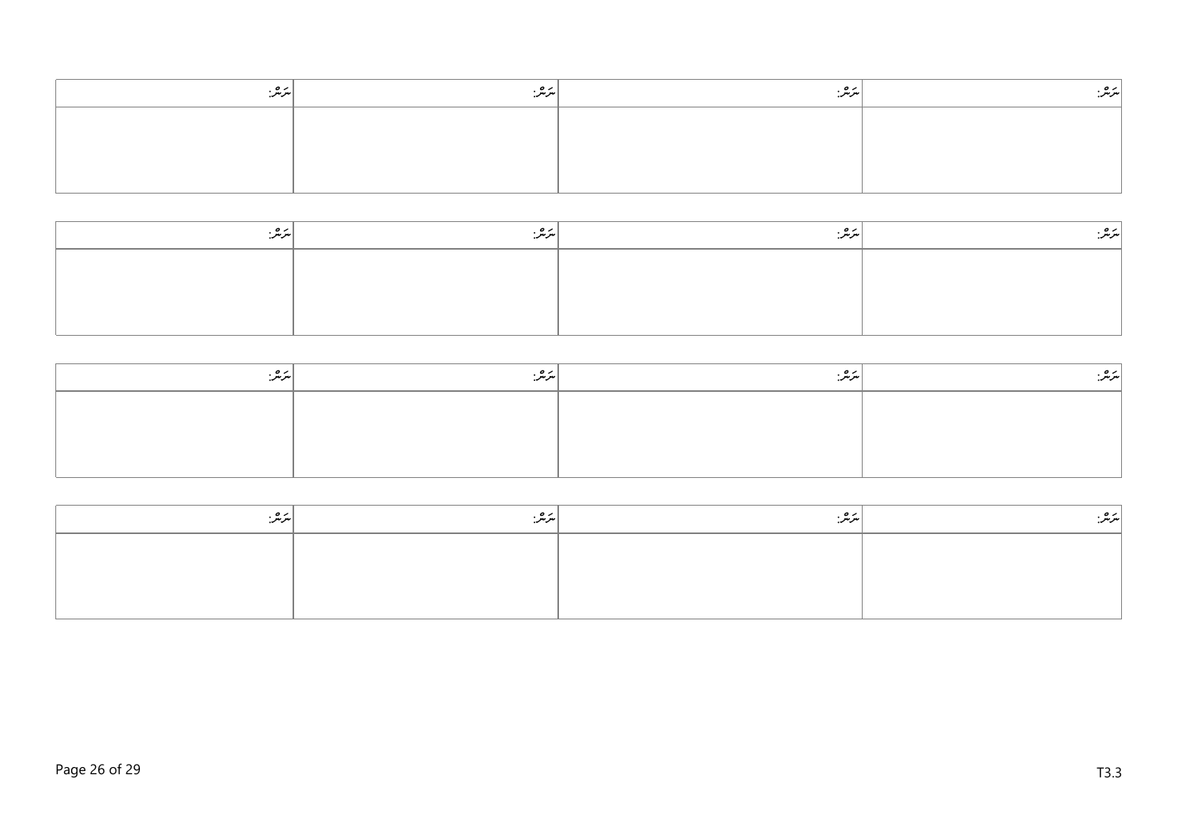| ނަރުދ: | ނަރުދ: | ނަރުދ: | ނަރުދ: |
| --- | --- | --- | --- |
| | | | |

| ނަރުދ: | ނަރުދ: | ނަރުދ: | ނަރުދ: |
| --- | --- | --- | --- |
| | | | |

| ނަރުދ: | ނަރުދ: | ނަރުދ: | ނަރުދ: |
| --- | --- | --- | --- |
| | | | |

| ނަރުދ: | ނަރުދ: | ނަރުދ: | ނަރުދ: |
| --- | --- | --- | --- |
| | | | |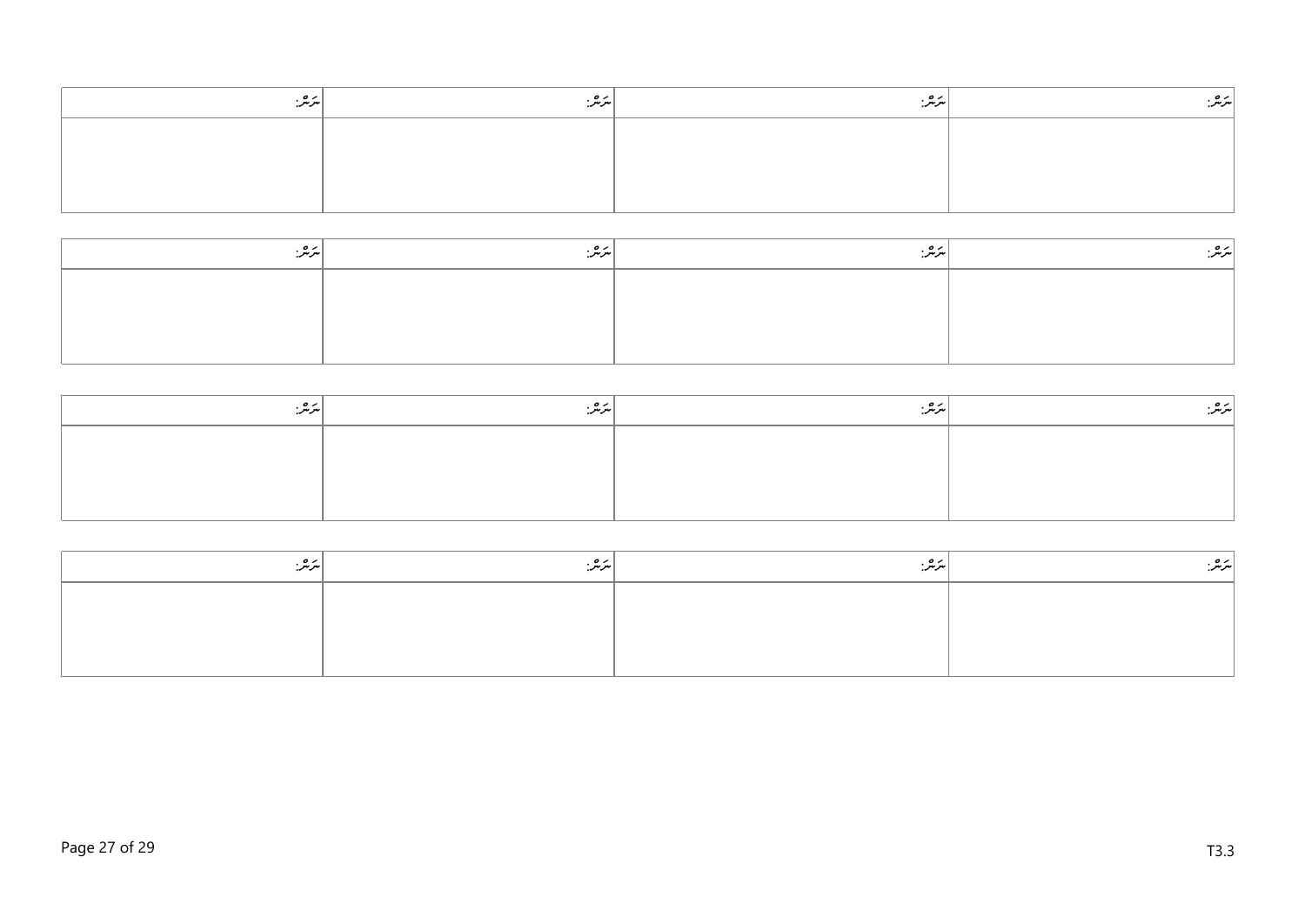| ނަންބަރު: | ނަންބަރު: | ނަންބަރު: | ނަންބަރު: |
| --- | --- | --- | --- |
| | | | |

| ނަންބަރު: | ނަންބަރު: | ނަންބަރު: | ނަންބަރު: |
| --- | --- | --- | --- |
| | | | |

| ނަންބަރު: | ނަންބަރު: | ނަންބަރު: | ނަންބަރު: |
| --- | --- | --- | --- |
| | | | |

| ނަންބަރު: | ނަންބަރު: | ނަންބަރު: | ނަންބަރު: |
| --- | --- | --- | --- |
| | | | |

T3.3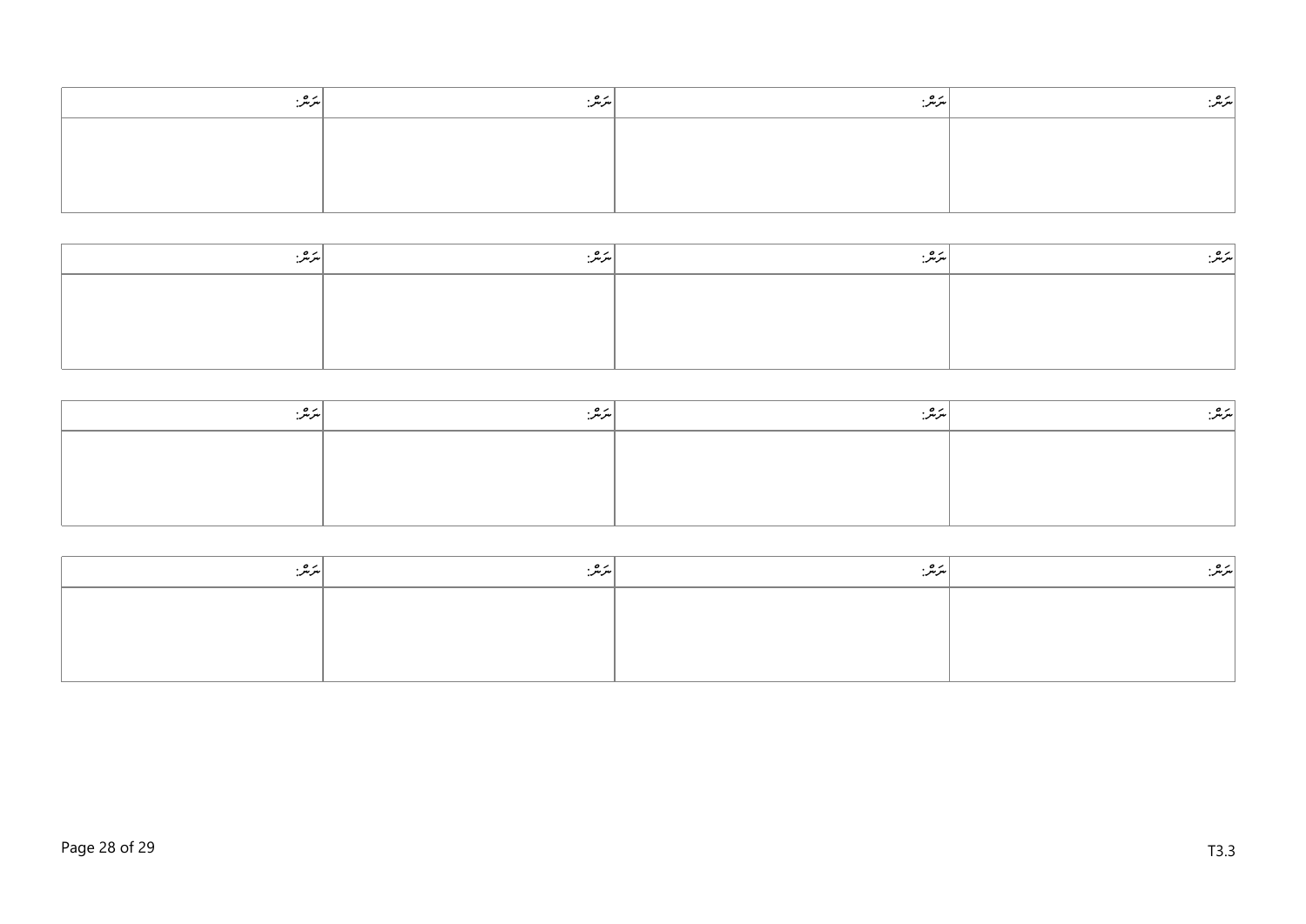| ނަރުނ: | ނަރުނ: | ނަރުނ: | ނަރުނ: |
|---|---|---|---|
| | | | |

| ނަރުނ: | ނަރުނ: | ނަރުނ: | ނަރުނ: |
|---|---|---|---|
| | | | |

| ނަރުނ: | ނަރުނ: | ނަރުނ: | ނަރުނ: |
|---|---|---|---|
| | | | |

| ނަރުނ: | ނަރުނ: | ނަރުނ: | ނަރުނ: |
|---|---|---|---|
| | | | |

T3.3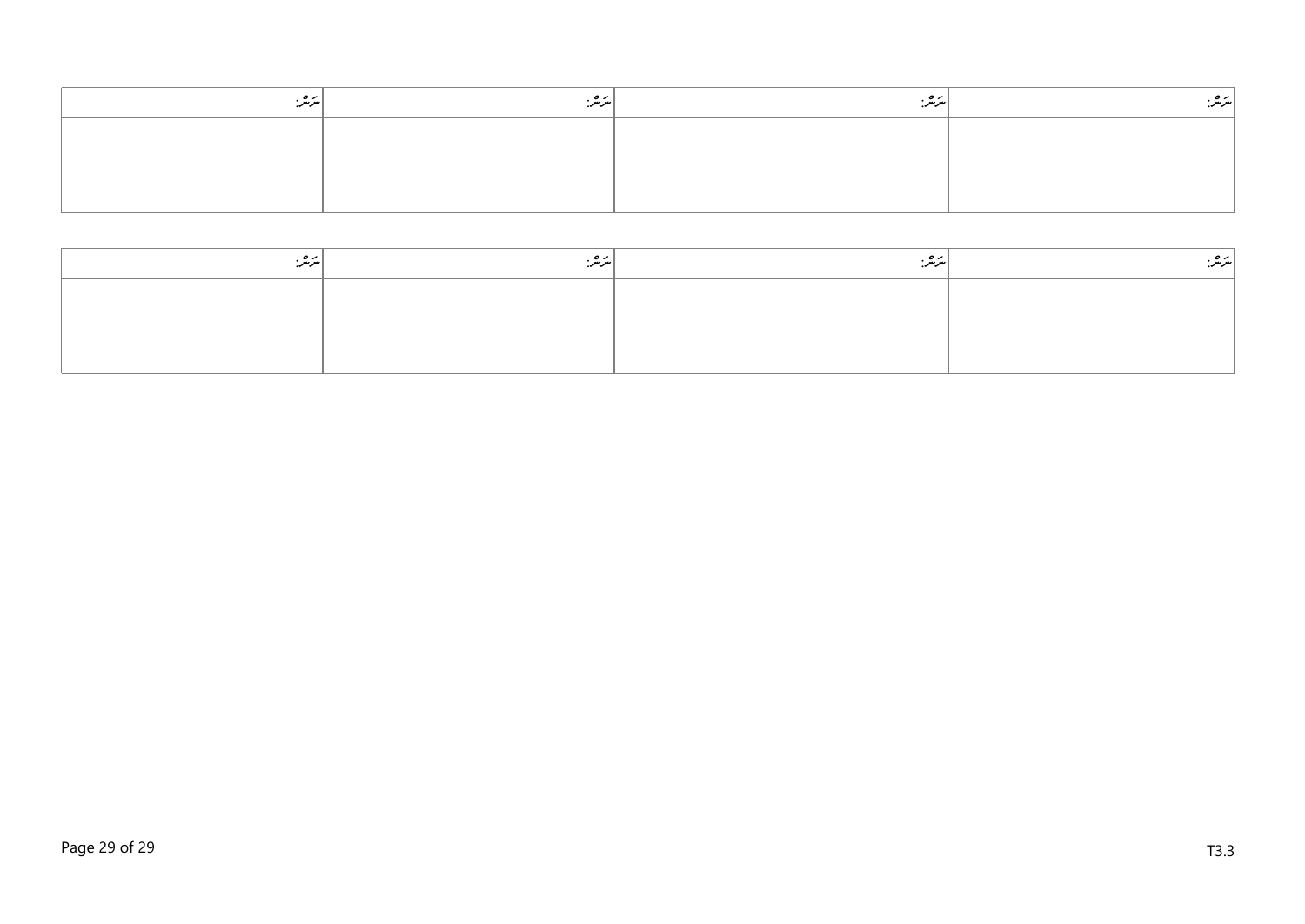| ނަރުދ: | ނަރުދ: | ނަރުދ: | ނަރުދ: |
| --- | --- | --- | --- |
| | | | |

| ނަރުދ: | ނަރުދ: | ނަރުދ: | ނަރުދ: |
| --- | --- | --- | --- |
| | | | |

T3.3